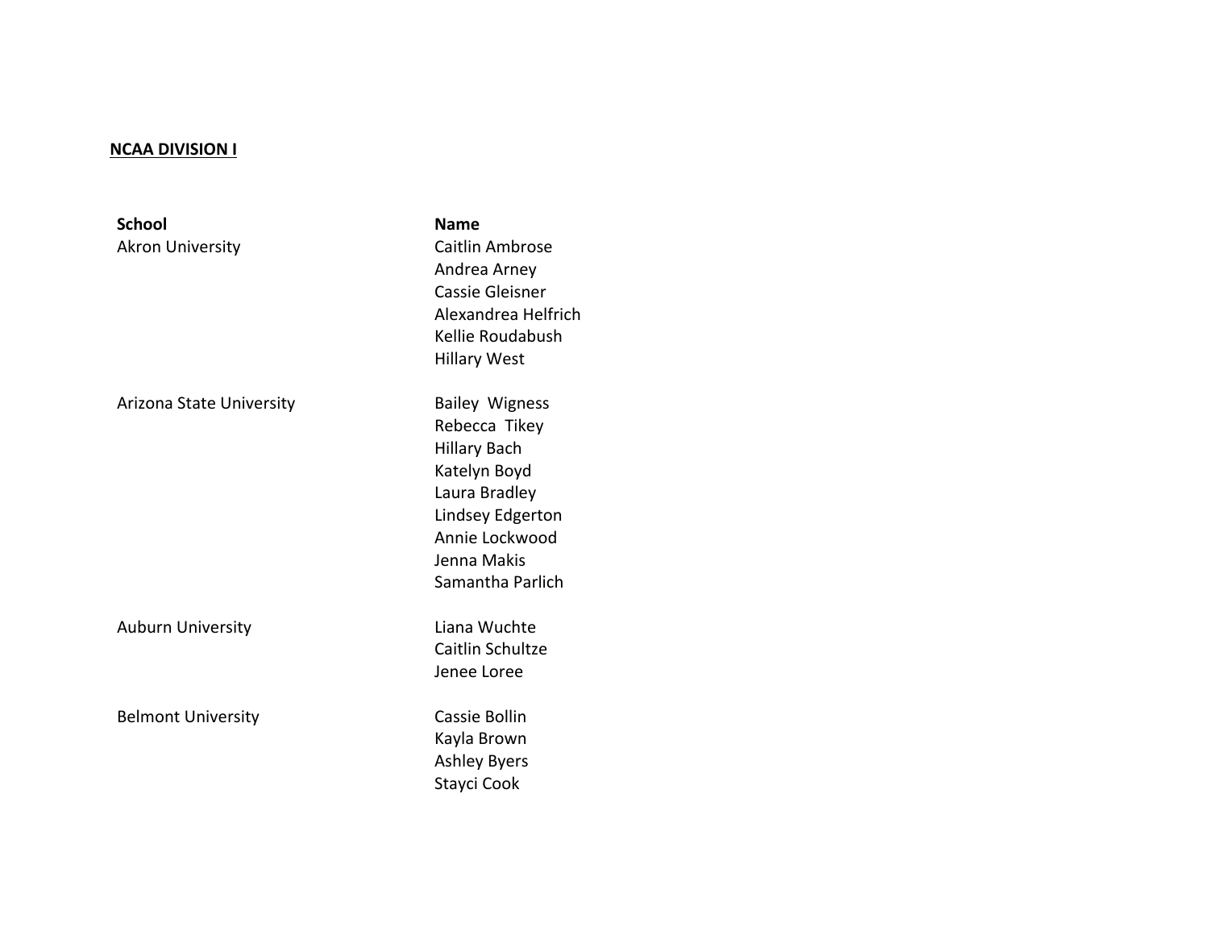**NCAA DIVISION I**

| School | Name |
|---|---|
| Akron University | Caitlin Ambrose |
| | Andrea Arney |
| | Cassie Gleisner |
| | Alexandrea Helfrich |
| | Kellie Roudabush |
| | Hillary West |
| Arizona State University | Bailey Wigness |
| | Rebecca Tikey |
| | Hillary Bach |
| | Katelyn Boyd |
| | Laura Bradley |
| | Lindsey Edgerton |
| | Annie Lockwood |
| | Jenna Makis |
| | Samantha Parlich |
| Auburn University | Liana Wuchte |
| | Caitlin Schultze |
| | Jenee Loree |
| Belmont University | Cassie Bollin |
| | Kayla Brown |
| | Ashley Byers |
| | Stayci Cook |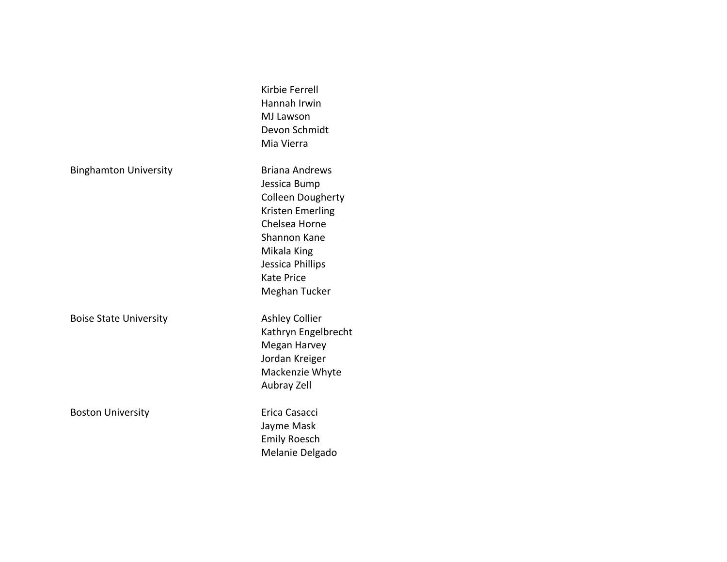| University | Name |
| --- | --- |
| | Kirbie Ferrell |
| | Hannah Irwin |
| | MJ Lawson |
| | Devon Schmidt |
| | Mia Vierra |
| Binghamton University | Briana Andrews |
| | Jessica Bump |
| | Colleen Dougherty |
| | Kristen Emerling |
| | Chelsea Horne |
| | Shannon Kane |
| | Mikala King |
| | Jessica Phillips |
| | Kate Price |
| | Meghan Tucker |
| Boise State University | Ashley Collier |
| | Kathryn Engelbrecht |
| | Megan Harvey |
| | Jordan Kreiger |
| | Mackenzie Whyte |
| | Aubray Zell |
| Boston University | Erica Casacci |
| | Jayme Mask |
| | Emily Roesch |
| | Melanie Delgado |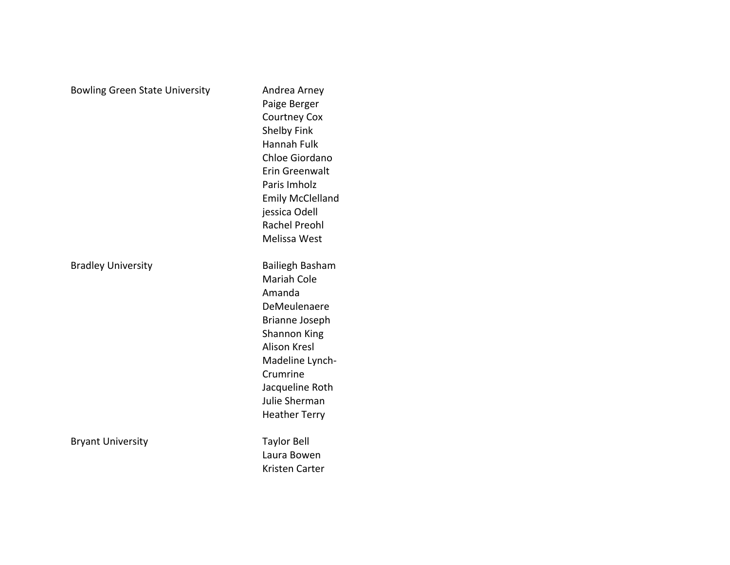| | |
|---|---|
| Bowling Green State University | Andrea Arney |
| | Paige Berger |
| | Courtney Cox |
| | Shelby Fink |
| | Hannah Fulk |
| | Chloe Giordano |
| | Erin Greenwalt |
| | Paris Imholz |
| | Emily McClelland |
| | jessica Odell |
| | Rachel Preohl |
| | Melissa West |
| Bradley University | Bailiegh Basham |
| | Mariah Cole |
| | Amanda DeMeulenaere |
| | Brianne Joseph |
| | Shannon King |
| | Alison Kresl |
| | Madeline Lynch-Crumrine |
| | Jacqueline Roth |
| | Julie Sherman |
| | Heather Terry |
| Bryant University | Taylor Bell |
| | Laura Bowen |
| | Kristen Carter |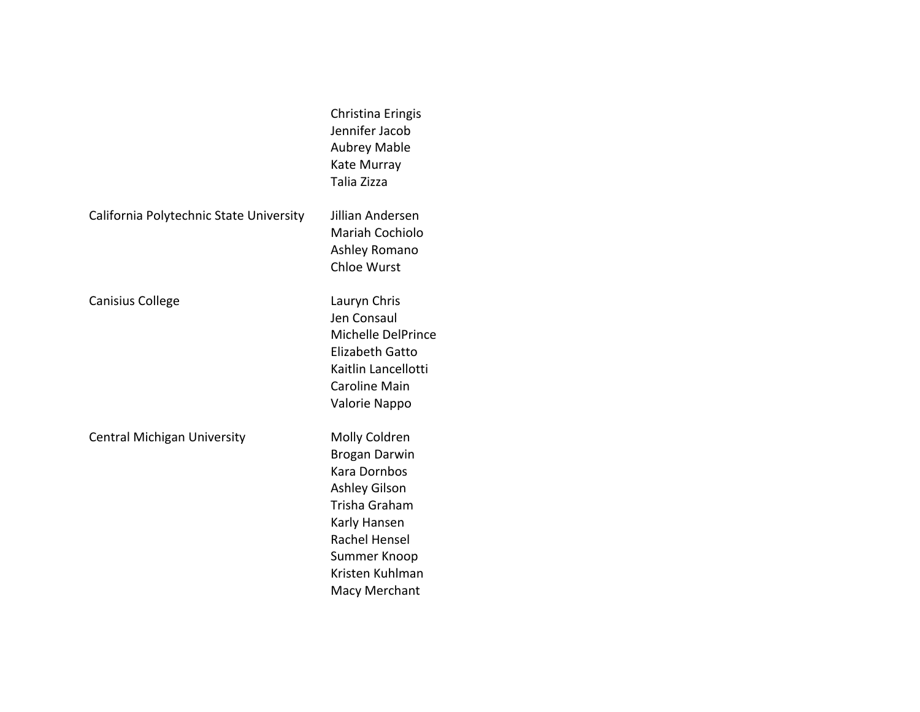| | |
|---|---|
| | Christina Eringis |
| | Jennifer Jacob |
| | Aubrey Mable |
| | Kate Murray |
| | Talia Zizza |
| | |
| California Polytechnic State University | Jillian Andersen |
| | Mariah Cochiolo |
| | Ashley Romano |
| | Chloe Wurst |
| | |
| Canisius College | Lauryn Chris |
| | Jen Consaul |
| | Michelle DelPrince |
| | Elizabeth Gatto |
| | Kaitlin Lancellotti |
| | Caroline Main |
| | Valorie Nappo |
| | |
| Central Michigan University | Molly Coldren |
| | Brogan Darwin |
| | Kara Dornbos |
| | Ashley Gilson |
| | Trisha Graham |
| | Karly Hansen |
| | Rachel Hensel |
| | Summer Knoop |
| | Kristen Kuhlman |
| | Macy Merchant |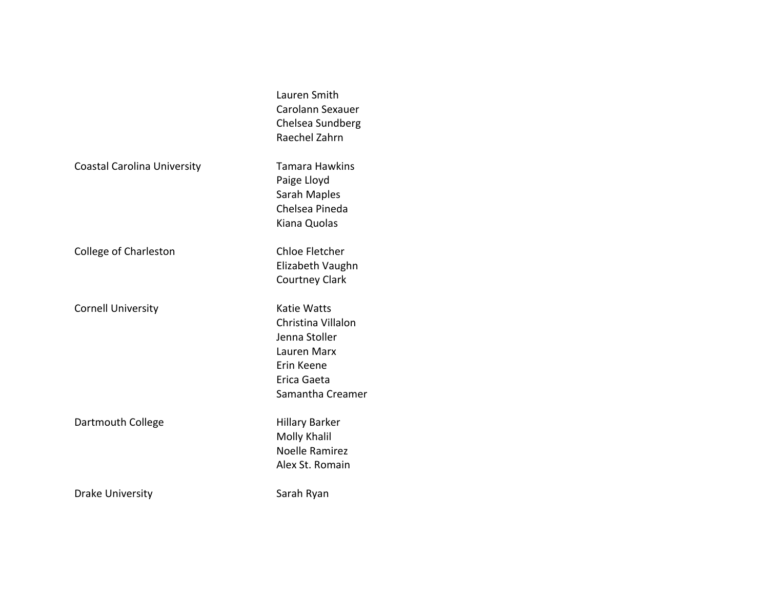| | |
|---|---|
| | Lauren Smith<br>Carolann Sexauer<br>Chelsea Sundberg<br>Raechel Zahrn |
| Coastal Carolina University | Tamara Hawkins<br>Paige Lloyd<br>Sarah Maples<br>Chelsea Pineda<br>Kiana Quolas |
| College of Charleston | Chloe Fletcher<br>Elizabeth Vaughn<br>Courtney Clark |
| Cornell University | Katie Watts<br>Christina Villalon<br>Jenna Stoller<br>Lauren Marx<br>Erin Keene<br>Erica Gaeta<br>Samantha Creamer |
| Dartmouth College | Hillary Barker<br>Molly Khalil<br>Noelle Ramirez<br>Alex St. Romain |
| Drake University | Sarah Ryan |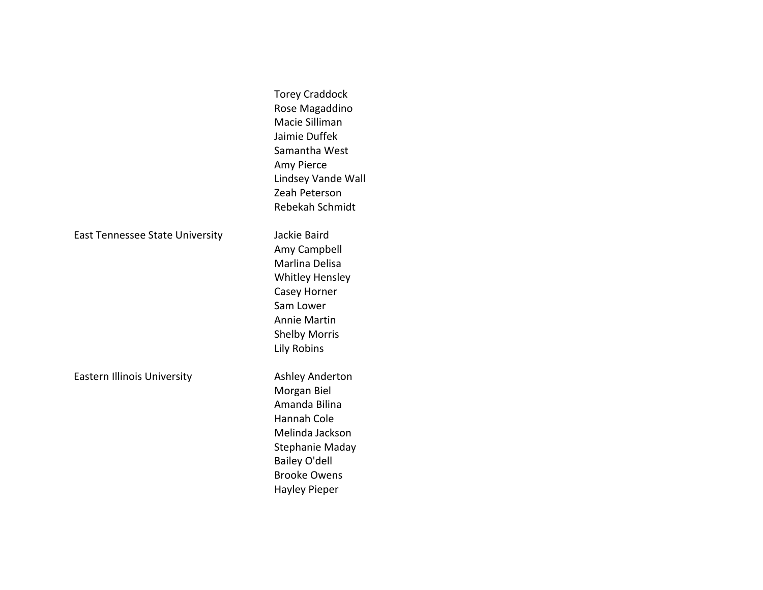| | |
|---|---|
| | Torey Craddock |
| | Rose Magaddino |
| | Macie Silliman |
| | Jaimie Duffek |
| | Samantha West |
| | Amy Pierce |
| | Lindsey Vande Wall |
| | Zeah Peterson |
| | Rebekah Schmidt |
| | |
| East Tennessee State University | Jackie Baird |
| | Amy Campbell |
| | Marlina Delisa |
| | Whitley Hensley |
| | Casey Horner |
| | Sam Lower |
| | Annie Martin |
| | Shelby Morris |
| | Lily Robins |
| | |
| Eastern Illinois University | Ashley Anderton |
| | Morgan Biel |
| | Amanda Bilina |
| | Hannah Cole |
| | Melinda Jackson |
| | Stephanie Maday |
| | Bailey O'dell |
| | Brooke Owens |
| | Hayley Pieper |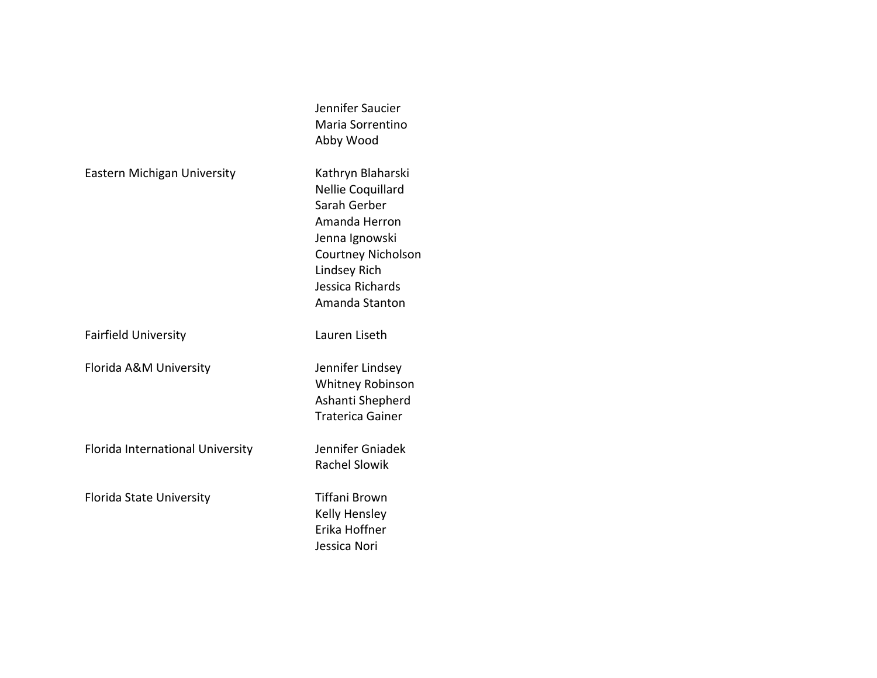| | |
|---|---|
| | Jennifer Saucier |
| | Maria Sorrentino |
| | Abby Wood |
| Eastern Michigan University | Kathryn Blaharski |
| | Nellie Coquillard |
| | Sarah Gerber |
| | Amanda Herron |
| | Jenna Ignowski |
| | Courtney Nicholson |
| | Lindsey Rich |
| | Jessica Richards |
| | Amanda Stanton |
| Fairfield University | Lauren Liseth |
| Florida A&M University | Jennifer Lindsey |
| | Whitney Robinson |
| | Ashanti Shepherd |
| | Traterica Gainer |
| Florida International University | Jennifer Gniadek |
| | Rachel Slowik |
| Florida State University | Tiffani Brown |
| | Kelly Hensley |
| | Erika Hoffner |
| | Jessica Nori |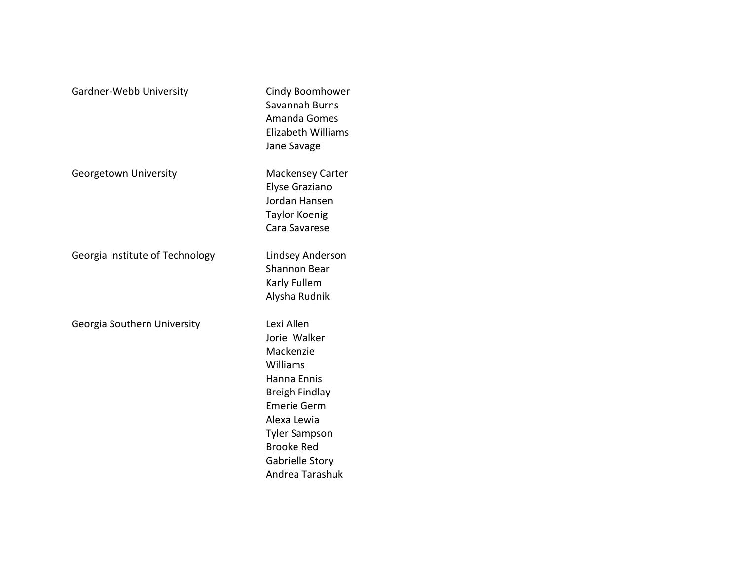| | |
|---|---|
| Gardner-Webb University | Cindy Boomhower<br>Savannah Burns<br>Amanda Gomes<br>Elizabeth Williams<br>Jane Savage |
| Georgetown University | Mackensey Carter<br>Elyse Graziano<br>Jordan Hansen<br>Taylor Koenig<br>Cara Savarese |
| Georgia Institute of Technology | Lindsey Anderson<br>Shannon Bear<br>Karly Fullem<br>Alysha Rudnik |
| Georgia Southern University | Lexi Allen<br>Jorie Walker<br>Mackenzie Williams<br>Hanna Ennis<br>Breigh Findlay<br>Emerie Germ<br>Alexa Lewia<br>Tyler Sampson<br>Brooke Red<br>Gabrielle Story<br>Andrea Tarashuk |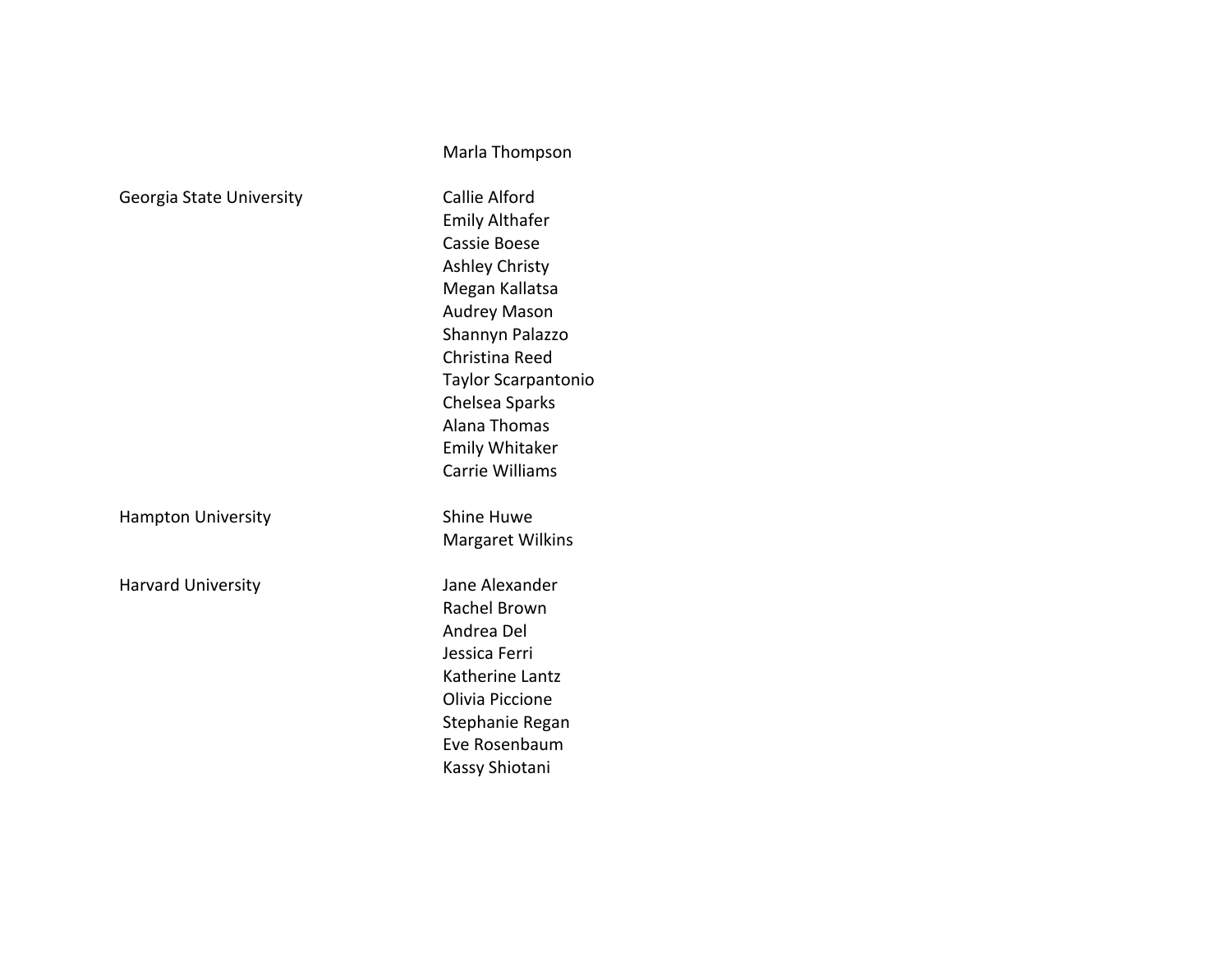| | |
|---|---|
| | Marla Thompson |
| Georgia State University | Callie Alford |
| | Emily Althafer |
| | Cassie Boese |
| | Ashley Christy |
| | Megan Kallatsa |
| | Audrey Mason |
| | Shannyn Palazzo |
| | Christina Reed |
| | Taylor Scarpantonio |
| | Chelsea Sparks |
| | Alana Thomas |
| | Emily Whitaker |
| | Carrie Williams |
| Hampton University | Shine Huwe |
| | Margaret Wilkins |
| Harvard University | Jane Alexander |
| | Rachel Brown |
| | Andrea Del |
| | Jessica Ferri |
| | Katherine Lantz |
| | Olivia Piccione |
| | Stephanie Regan |
| | Eve Rosenbaum |
| | Kassy Shiotani |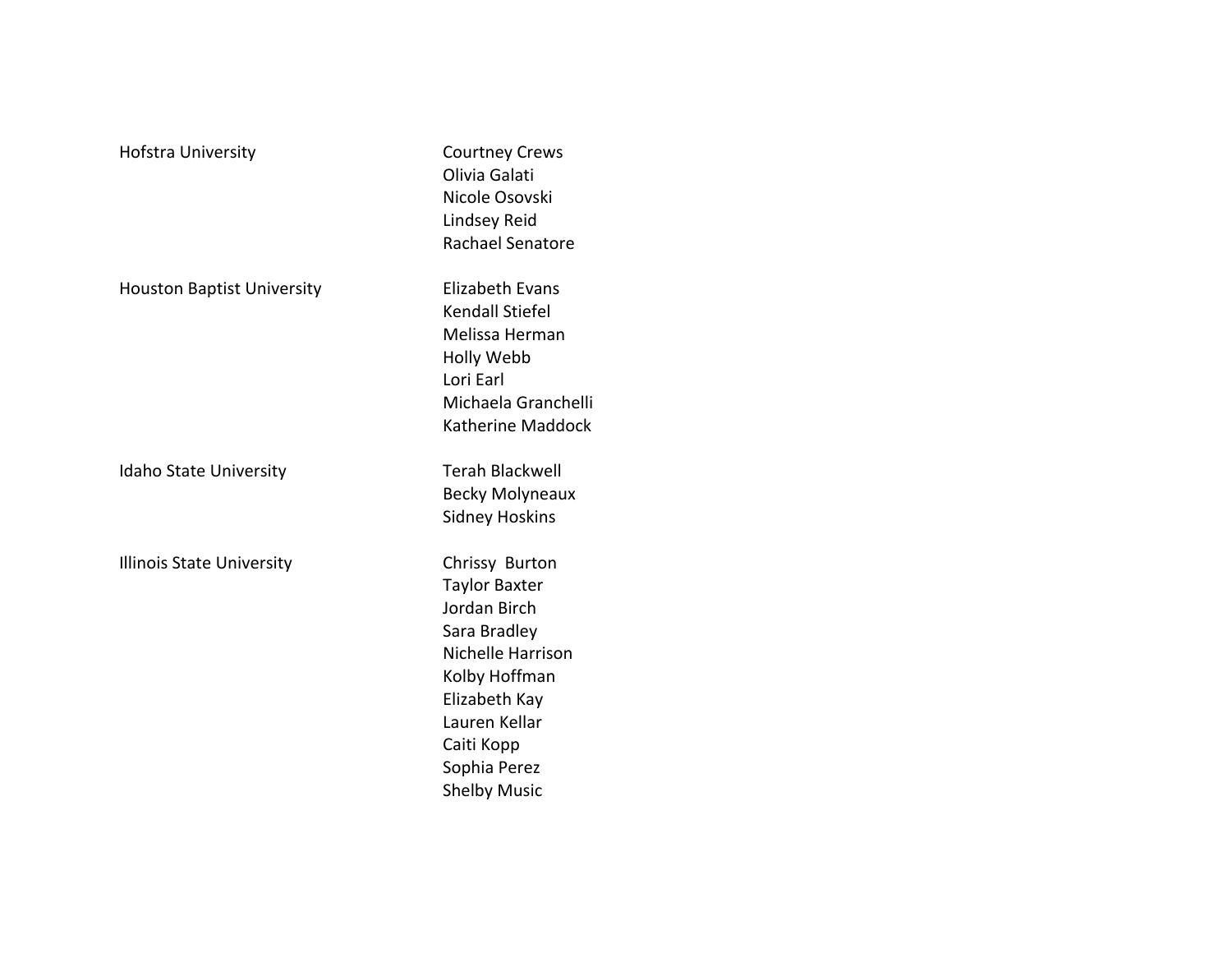| | |
|---|---|
| Hofstra University | Courtney Crews |
| | Olivia Galati |
| | Nicole Osovski |
| | Lindsey Reid |
| | Rachael Senatore |
| Houston Baptist University | Elizabeth Evans |
| | Kendall Stiefel |
| | Melissa Herman |
| | Holly Webb |
| | Lori Earl |
| | Michaela Granchelli |
| | Katherine Maddock |
| Idaho State University | Terah Blackwell |
| | Becky Molyneaux |
| | Sidney Hoskins |
| Illinois State University | Chrissy Burton |
| | Taylor Baxter |
| | Jordan Birch |
| | Sara Bradley |
| | Nichelle Harrison |
| | Kolby Hoffman |
| | Elizabeth Kay |
| | Lauren Kellar |
| | Caiti Kopp |
| | Sophia Perez |
| | Shelby Music |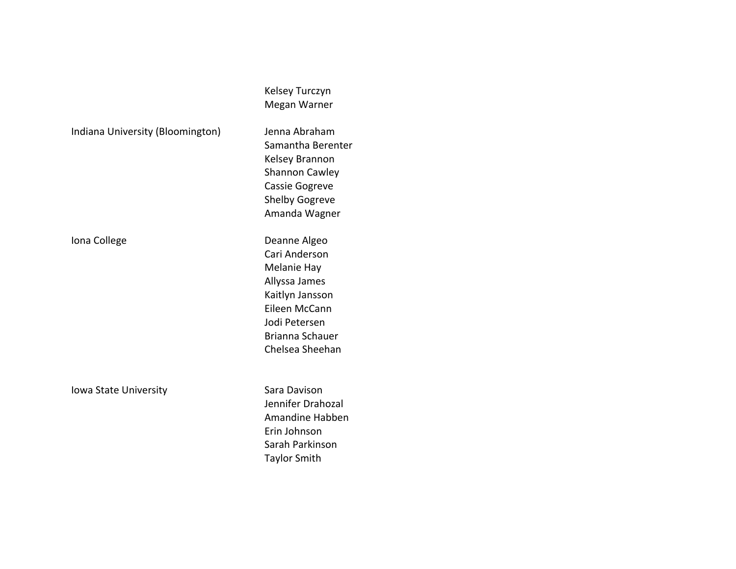| | |
|---|---|
| | Kelsey Turczyn |
| | Megan Warner |
| Indiana University (Bloomington) | Jenna Abraham |
| | Samantha Berenter |
| | Kelsey Brannon |
| | Shannon Cawley |
| | Cassie Gogreve |
| | Shelby Gogreve |
| | Amanda Wagner |
| Iona College | Deanne Algeo |
| | Cari Anderson |
| | Melanie Hay |
| | Allyssa James |
| | Kaitlyn Jansson |
| | Eileen McCann |
| | Jodi Petersen |
| | Brianna Schauer |
| | Chelsea Sheehan |
| Iowa State University | Sara Davison |
| | Jennifer Drahozal |
| | Amandine Habben |
| | Erin Johnson |
| | Sarah Parkinson |
| | Taylor Smith |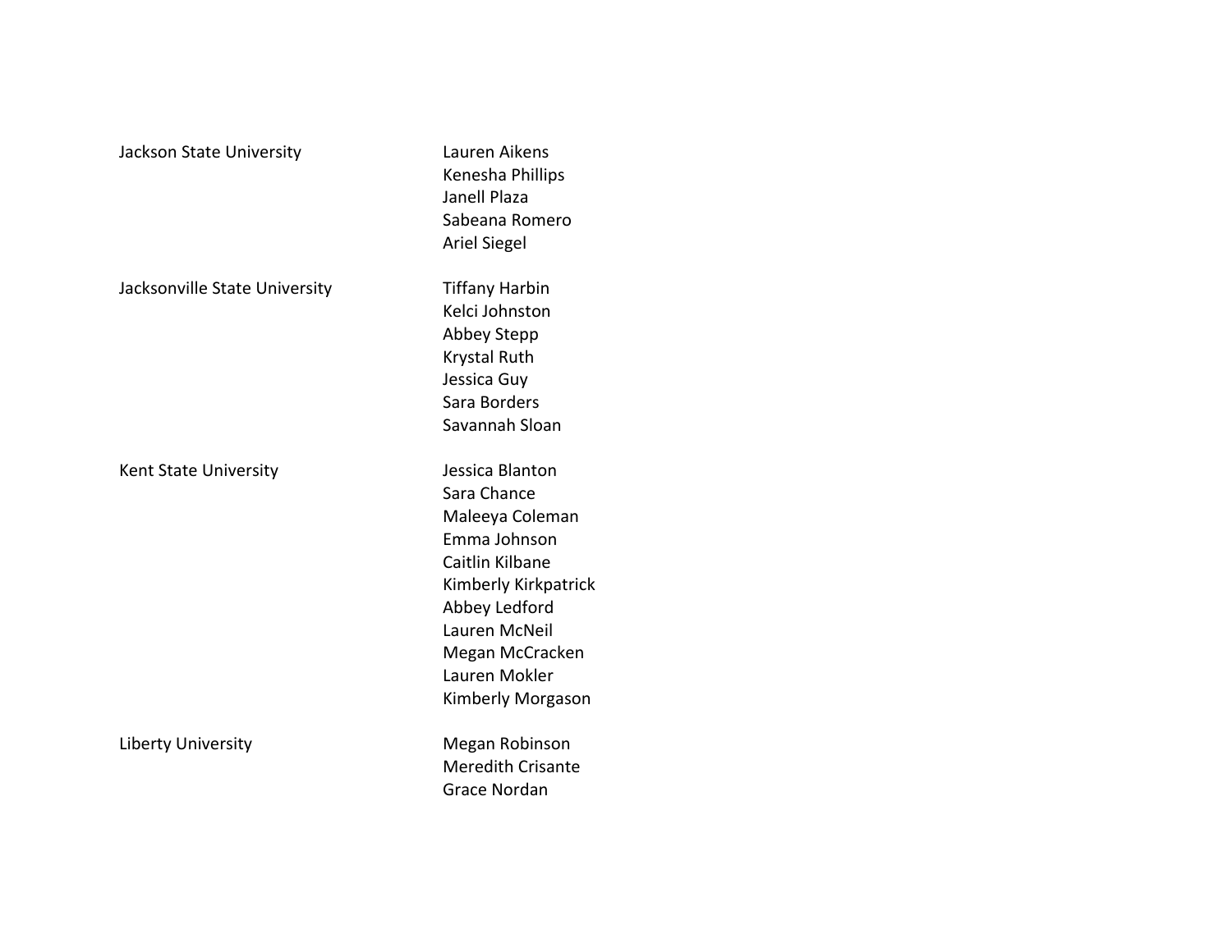| | |
|---|---|
| Jackson State University | Lauren Aikens |
| | Kenesha Phillips |
| | Janell Plaza |
| | Sabeana Romero |
| | Ariel Siegel |
| Jacksonville State University | Tiffany Harbin |
| | Kelci Johnston |
| | Abbey Stepp |
| | Krystal Ruth |
| | Jessica Guy |
| | Sara Borders |
| | Savannah Sloan |
| Kent State University | Jessica Blanton |
| | Sara Chance |
| | Maleeya Coleman |
| | Emma Johnson |
| | Caitlin Kilbane |
| | Kimberly Kirkpatrick |
| | Abbey Ledford |
| | Lauren McNeil |
| | Megan McCracken |
| | Lauren Mokler |
| | Kimberly Morgason |
| Liberty University | Megan Robinson |
| | Meredith Crisante |
| | Grace Nordan |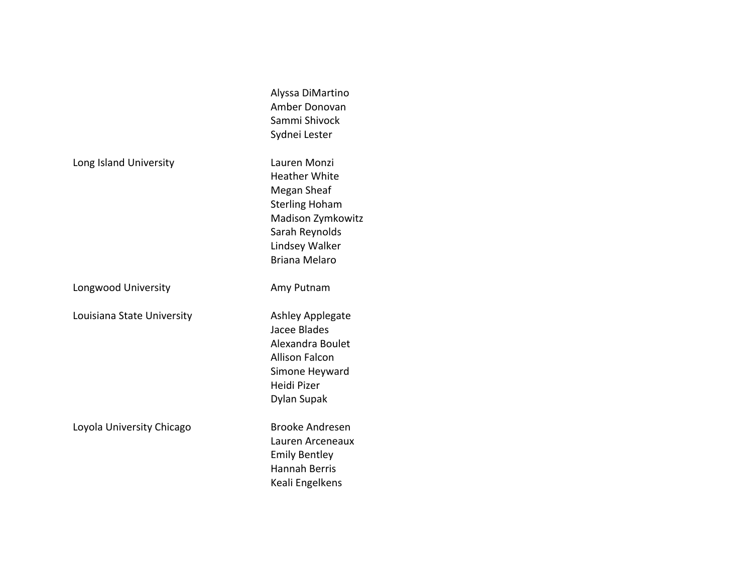| | |
|---|---|
| | Alyssa DiMartino |
| | Amber Donovan |
| | Sammi Shivock |
| | Sydnei Lester |
| Long Island University | Lauren Monzi |
| | Heather White |
| | Megan Sheaf |
| | Sterling Hoham |
| | Madison Zymkowitz |
| | Sarah Reynolds |
| | Lindsey Walker |
| | Briana Melaro |
| Longwood University | Amy Putnam |
| Louisiana State University | Ashley Applegate |
| | Jacee Blades |
| | Alexandra Boulet |
| | Allison Falcon |
| | Simone Heyward |
| | Heidi Pizer |
| | Dylan Supak |
| Loyola University Chicago | Brooke Andresen |
| | Lauren Arceneaux |
| | Emily Bentley |
| | Hannah Berris |
| | Keali Engelkens |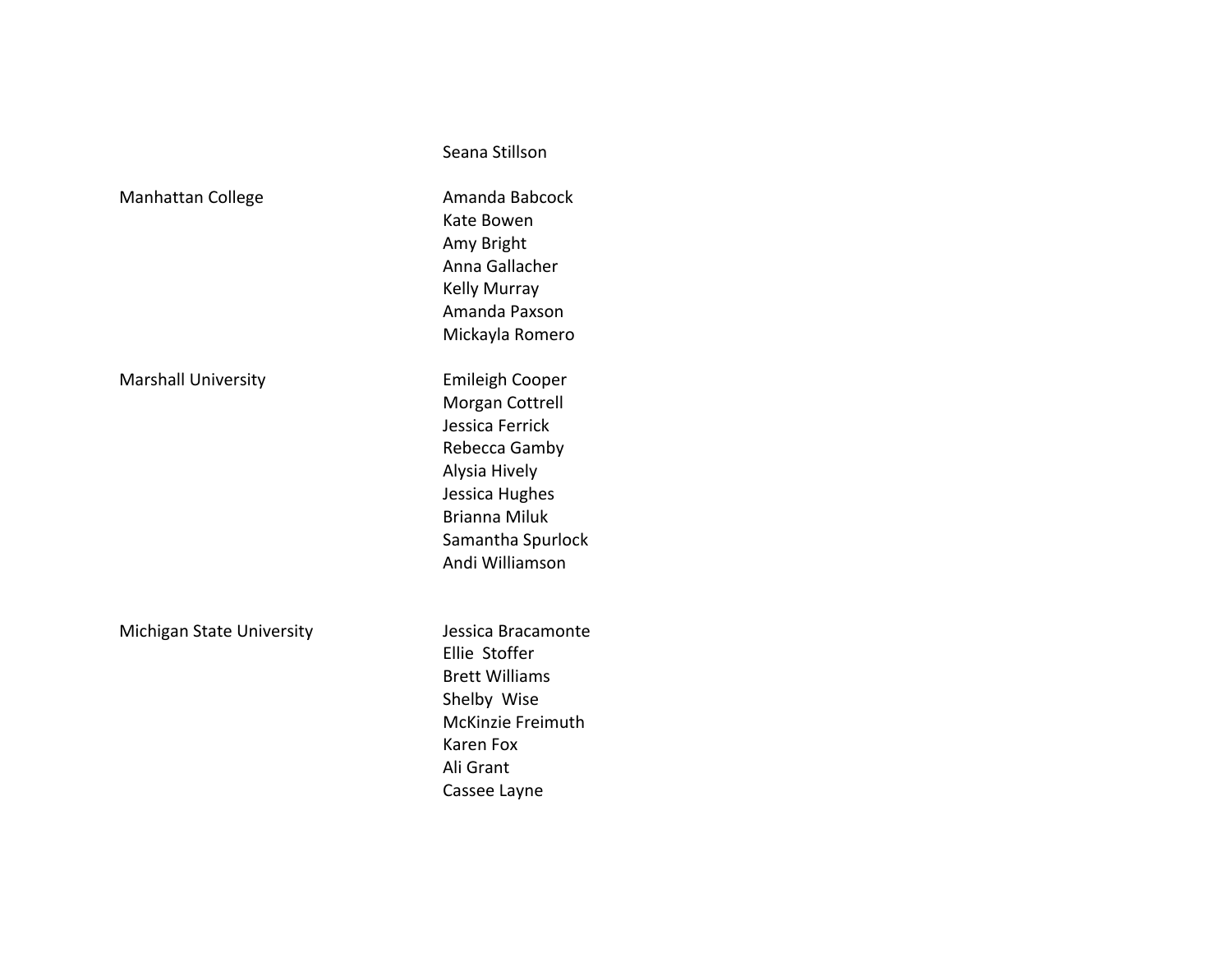| | |
|---|---|
| | Seana Stillson |
| Manhattan College | Amanda Babcock |
| | Kate Bowen |
| | Amy Bright |
| | Anna Gallacher |
| | Kelly Murray |
| | Amanda Paxson |
| | Mickayla Romero |
| Marshall University | Emileigh Cooper |
| | Morgan Cottrell |
| | Jessica Ferrick |
| | Rebecca Gamby |
| | Alysia Hively |
| | Jessica Hughes |
| | Brianna Miluk |
| | Samantha Spurlock |
| | Andi Williamson |
| Michigan State University | Jessica Bracamonte |
| | Ellie Stoffer |
| | Brett Williams |
| | Shelby Wise |
| | McKinzie Freimuth |
| | Karen Fox |
| | Ali Grant |
| | Cassee Layne |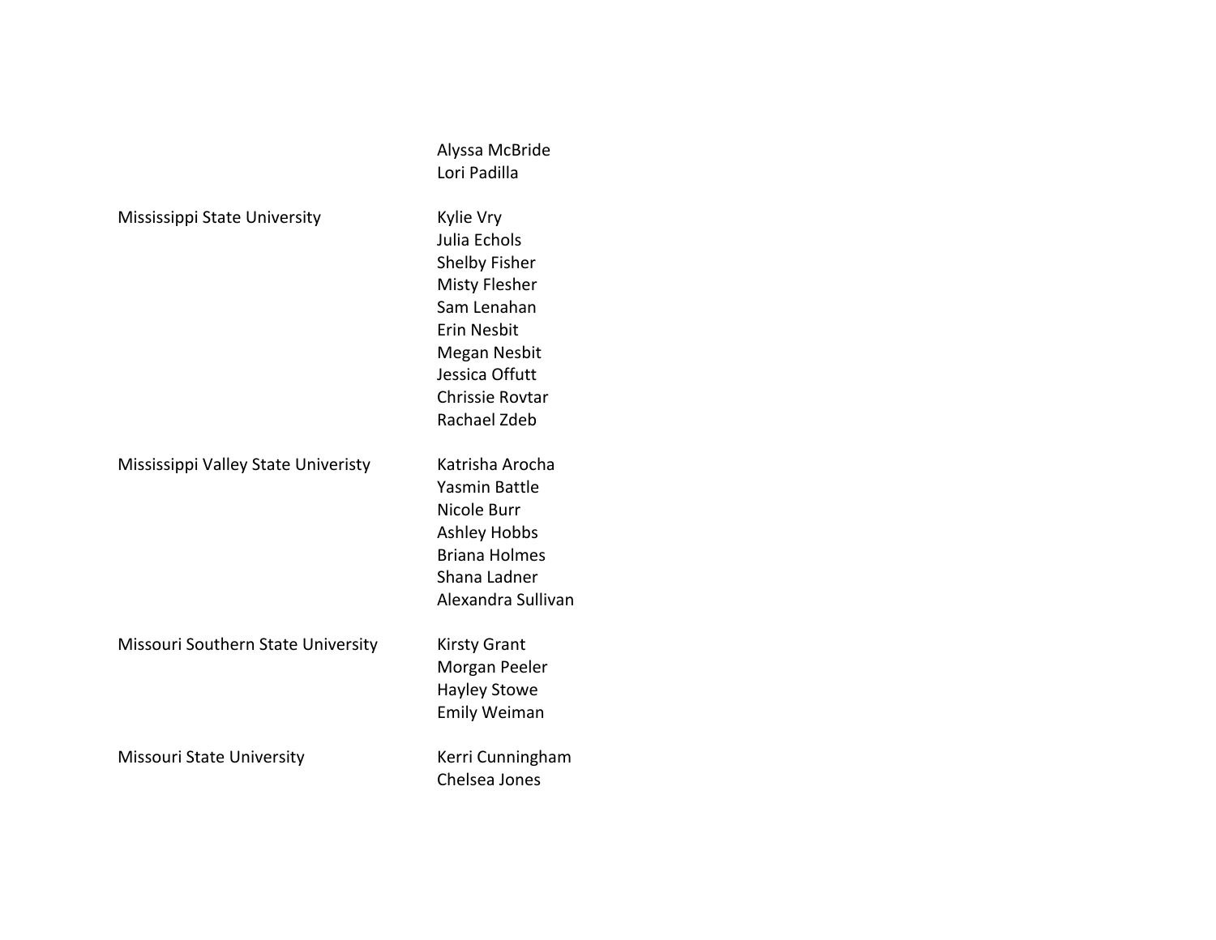| | |
|---|---|
| | Alyssa McBride |
| | Lori Padilla |
| Mississippi State University | Kylie Vry |
| | Julia Echols |
| | Shelby Fisher |
| | Misty Flesher |
| | Sam Lenahan |
| | Erin Nesbit |
| | Megan Nesbit |
| | Jessica Offutt |
| | Chrissie Rovtar |
| | Rachael Zdeb |
| Mississippi Valley State Univeristy | Katrisha Arocha |
| | Yasmin Battle |
| | Nicole Burr |
| | Ashley Hobbs |
| | Briana Holmes |
| | Shana Ladner |
| | Alexandra Sullivan |
| Missouri Southern State University | Kirsty Grant |
| | Morgan Peeler |
| | Hayley Stowe |
| | Emily Weiman |
| Missouri State University | Kerri Cunningham |
| | Chelsea Jones |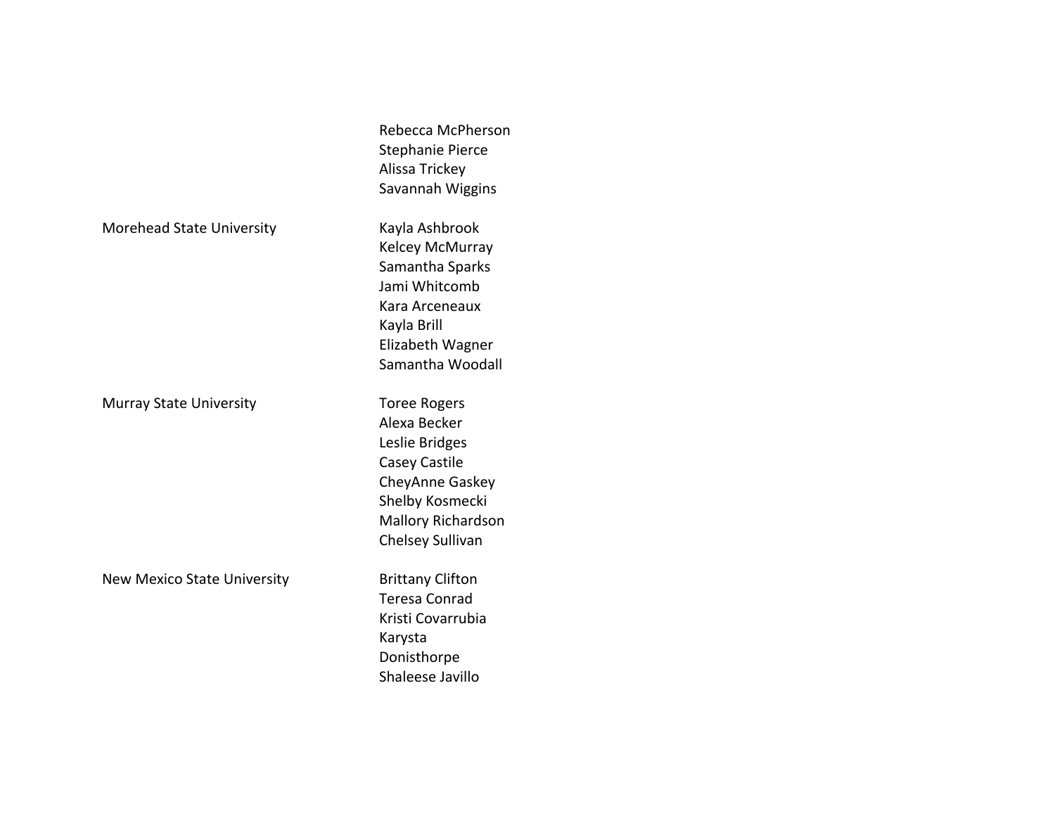| | |
|---|---|
| | Rebecca McPherson |
| | Stephanie Pierce |
| | Alissa Trickey |
| | Savannah Wiggins |
| Morehead State University | Kayla Ashbrook |
| | Kelcey McMurray |
| | Samantha Sparks |
| | Jami Whitcomb |
| | Kara Arceneaux |
| | Kayla Brill |
| | Elizabeth Wagner |
| | Samantha Woodall |
| Murray State University | Toree Rogers |
| | Alexa Becker |
| | Leslie Bridges |
| | Casey Castile |
| | CheyAnne Gaskey |
| | Shelby Kosmecki |
| | Mallory Richardson |
| | Chelsey Sullivan |
| New Mexico State University | Brittany Clifton |
| | Teresa Conrad |
| | Kristi Covarrubia |
| | Karysta |
| | Donisthorpe |
| | Shaleese Javillo |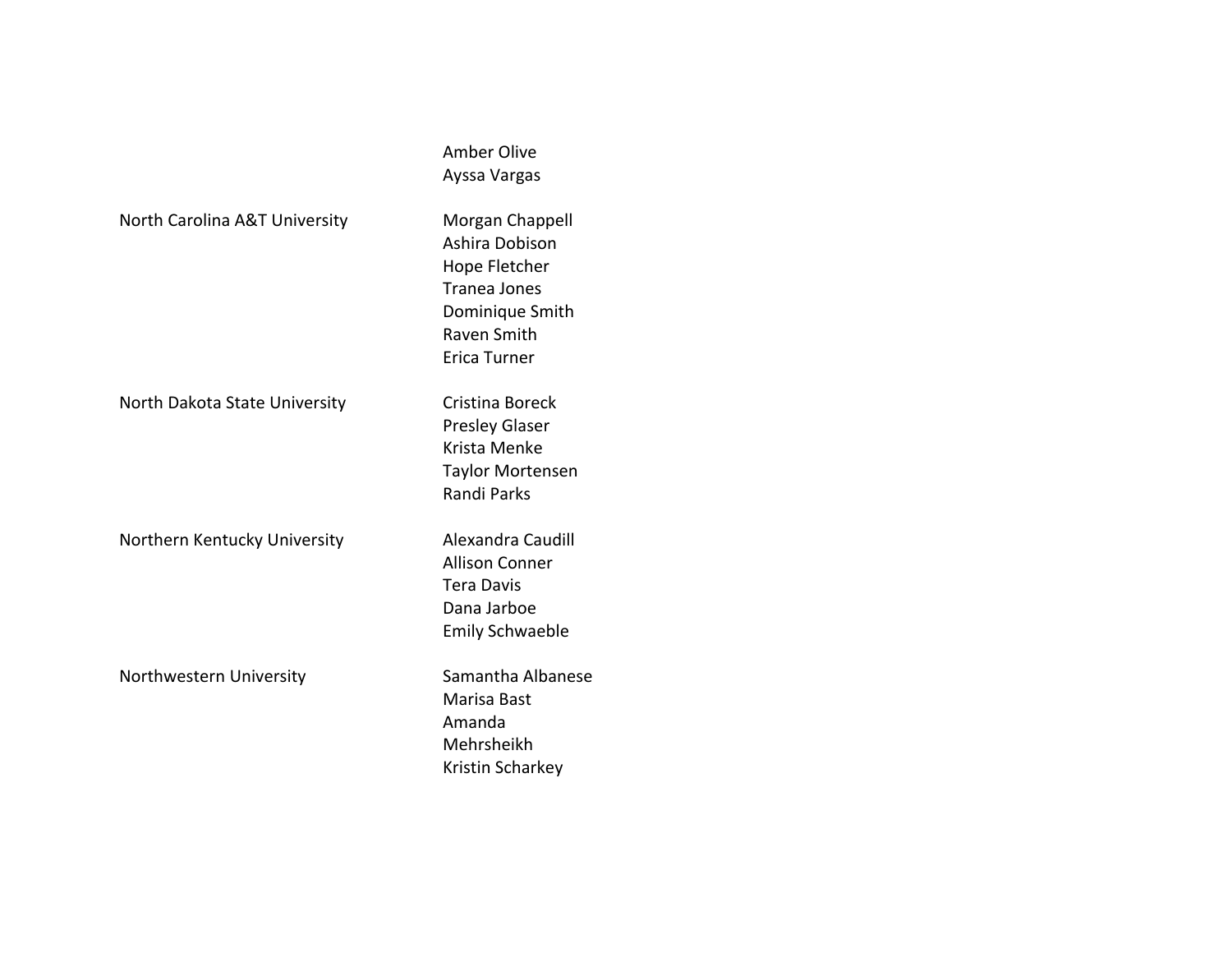| | |
|---|---|
| | Amber Olive |
| | Ayssa Vargas |
| North Carolina A&T University | Morgan Chappell |
| | Ashira Dobison |
| | Hope Fletcher |
| | Tranea Jones |
| | Dominique Smith |
| | Raven Smith |
| | Erica Turner |
| North Dakota State University | Cristina Boreck |
| | Presley Glaser |
| | Krista Menke |
| | Taylor Mortensen |
| | Randi Parks |
| Northern Kentucky University | Alexandra Caudill |
| | Allison Conner |
| | Tera Davis |
| | Dana Jarboe |
| | Emily Schwaeble |
| Northwestern University | Samantha Albanese |
| | Marisa Bast |
| | Amanda |
| | Mehrsheikh |
| | Kristin Scharkey |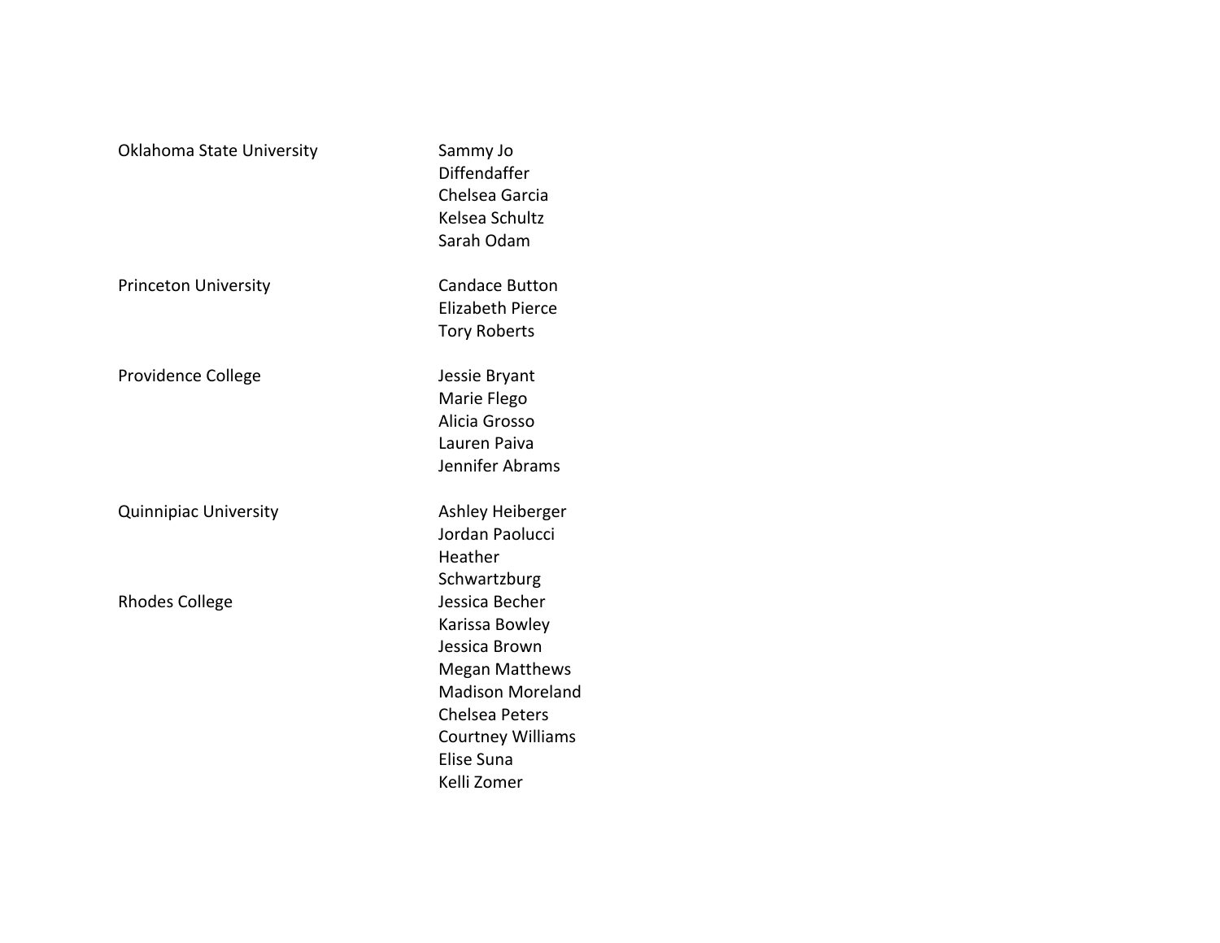| | |
|---|---|
| Oklahoma State University | Sammy Jo Diffendaffer |
| | Chelsea Garcia |
| | Kelsea Schultz |
| | Sarah Odam |
| Princeton University | Candace Button |
| | Elizabeth Pierce |
| | Tory Roberts |
| Providence College | Jessie Bryant |
| | Marie Flego |
| | Alicia Grosso |
| | Lauren Paiva |
| | Jennifer Abrams |
| Quinnipiac University | Ashley Heiberger |
| | Jordan Paolucci |
| | Heather Schwartzburg |
| Rhodes College | Jessica Becher |
| | Karissa Bowley |
| | Jessica Brown |
| | Megan Matthews |
| | Madison Moreland |
| | Chelsea Peters |
| | Courtney Williams |
| | Elise Suna |
| | Kelli Zomer |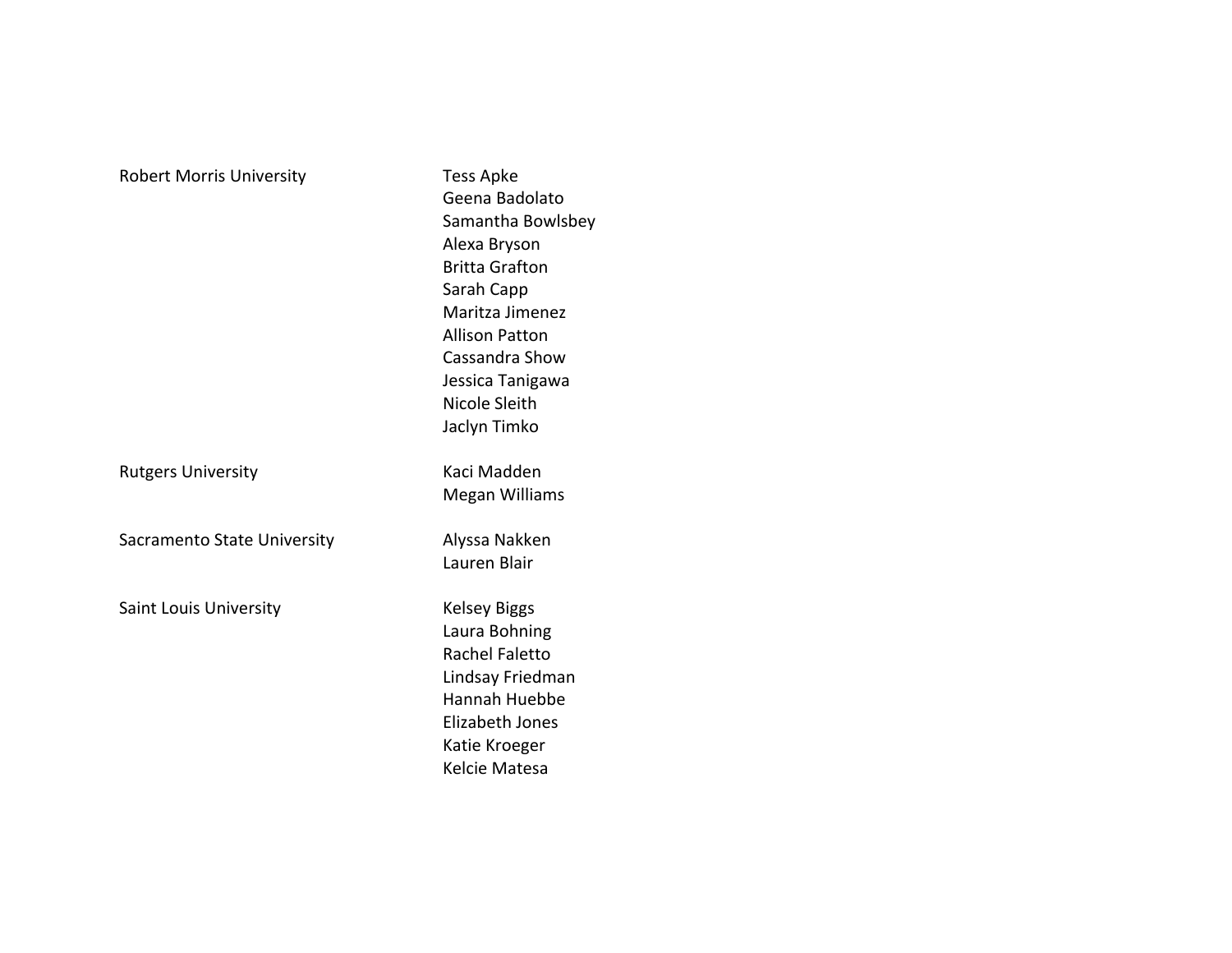| | |
|---|---|
| Robert Morris University | Tess Apke |
| | Geena Badolato |
| | Samantha Bowlsbey |
| | Alexa Bryson |
| | Britta Grafton |
| | Sarah Capp |
| | Maritza Jimenez |
| | Allison Patton |
| | Cassandra Show |
| | Jessica Tanigawa |
| | Nicole Sleith |
| | Jaclyn Timko |
| Rutgers University | Kaci Madden |
| | Megan Williams |
| Sacramento State University | Alyssa Nakken |
| | Lauren Blair |
| Saint Louis University | Kelsey Biggs |
| | Laura Bohning |
| | Rachel Faletto |
| | Lindsay Friedman |
| | Hannah Huebbe |
| | Elizabeth Jones |
| | Katie Kroeger |
| | Kelcie Matesa |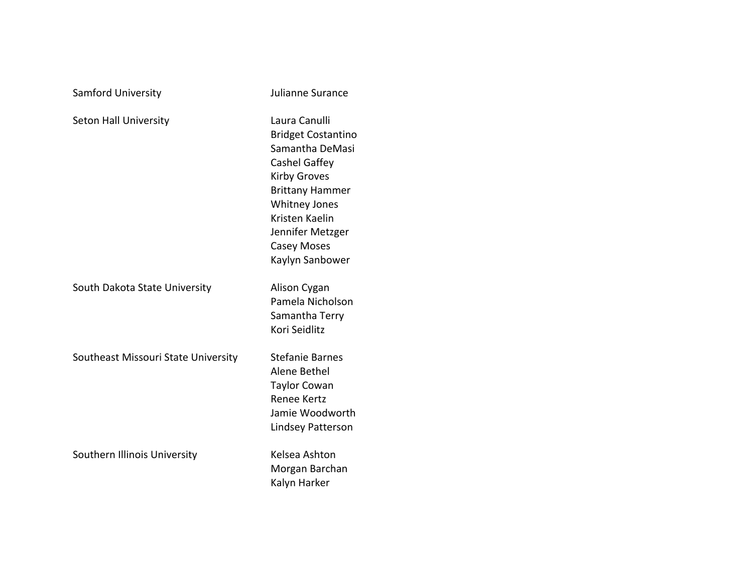| | |
|---|---|
| Samford University | Julianne Surance |
| Seton Hall University | Laura Canulli |
| | Bridget Costantino |
| | Samantha DeMasi |
| | Cashel Gaffey |
| | Kirby Groves |
| | Brittany Hammer |
| | Whitney Jones |
| | Kristen Kaelin |
| | Jennifer Metzger |
| | Casey Moses |
| | Kaylyn Sanbower |
| South Dakota State University | Alison Cygan |
| | Pamela Nicholson |
| | Samantha Terry |
| | Kori Seidlitz |
| Southeast Missouri State University | Stefanie Barnes |
| | Alene Bethel |
| | Taylor Cowan |
| | Renee Kertz |
| | Jamie Woodworth |
| | Lindsey Patterson |
| Southern Illinois University | Kelsea Ashton |
| | Morgan Barchan |
| | Kalyn Harker |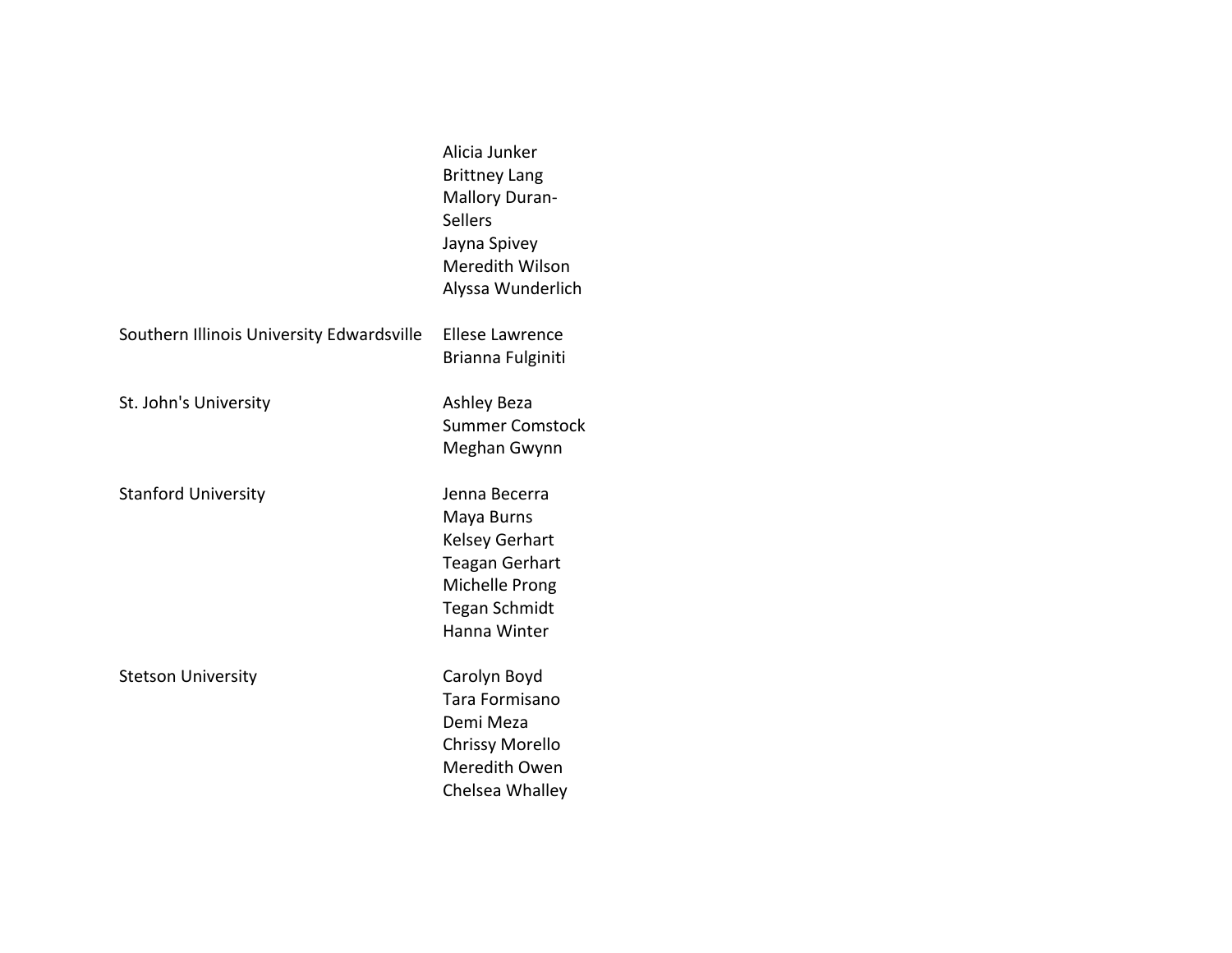| | |
|---|---|
| | Alicia Junker<br>Brittney Lang<br>Mallory Duran-Sellers<br>Jayna Spivey<br>Meredith Wilson<br>Alyssa Wunderlich |
| Southern Illinois University Edwardsville | Ellese Lawrence<br>Brianna Fulginiti |
| St. John's University | Ashley Beza<br>Summer Comstock<br>Meghan Gwynn |
| Stanford University | Jenna Becerra<br>Maya Burns<br>Kelsey Gerhart<br>Teagan Gerhart<br>Michelle Prong<br>Tegan Schmidt<br>Hanna Winter |
| Stetson University | Carolyn Boyd<br>Tara Formisano<br>Demi Meza<br>Chrissy Morello<br>Meredith Owen<br>Chelsea Whalley |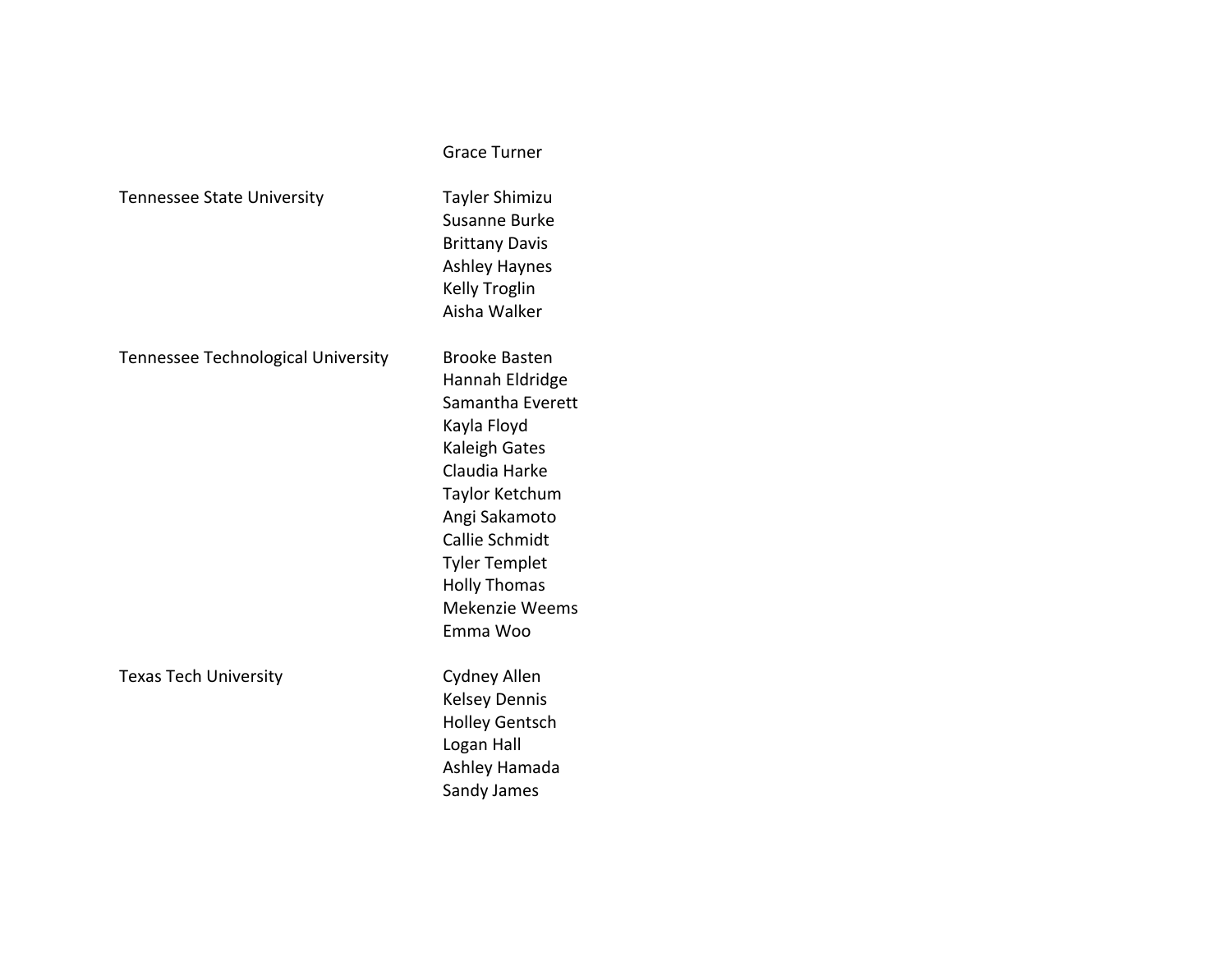| | |
|---|---|
| | Grace Turner |
| Tennessee State University | Tayler Shimizu |
| | Susanne Burke |
| | Brittany Davis |
| | Ashley Haynes |
| | Kelly Troglin |
| | Aisha Walker |
| Tennessee Technological University | Brooke Basten |
| | Hannah Eldridge |
| | Samantha Everett |
| | Kayla Floyd |
| | Kaleigh Gates |
| | Claudia Harke |
| | Taylor Ketchum |
| | Angi Sakamoto |
| | Callie Schmidt |
| | Tyler Templet |
| | Holly Thomas |
| | Mekenzie Weems |
| | Emma Woo |
| Texas Tech University | Cydney Allen |
| | Kelsey Dennis |
| | Holley Gentsch |
| | Logan Hall |
| | Ashley Hamada |
| | Sandy James |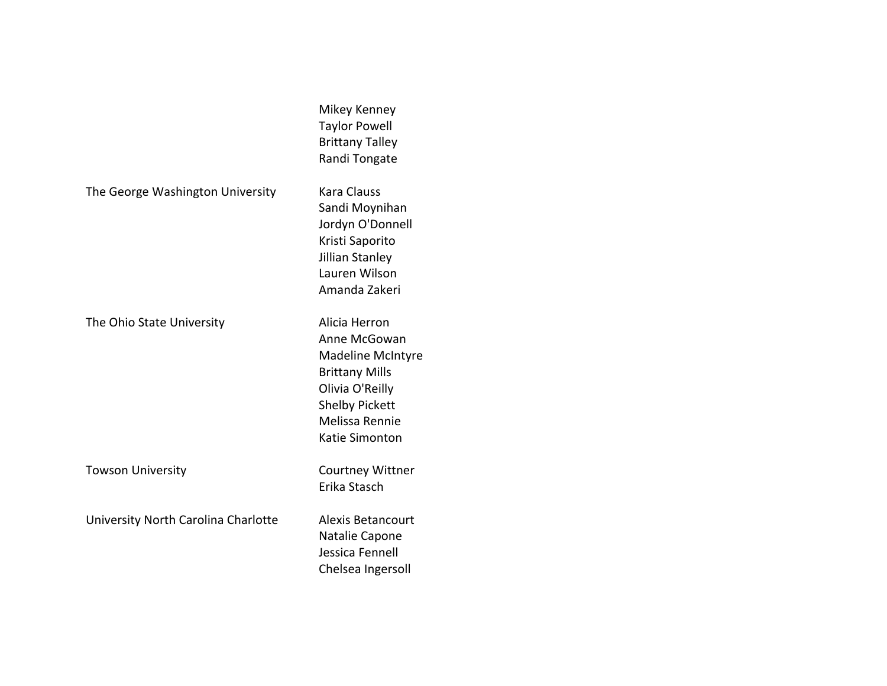| | |
|---|---|
| | Mikey Kenney |
| | Taylor Powell |
| | Brittany Talley |
| | Randi Tongate |
| The George Washington University | Kara Clauss |
| | Sandi Moynihan |
| | Jordyn O'Donnell |
| | Kristi Saporito |
| | Jillian Stanley |
| | Lauren Wilson |
| | Amanda Zakeri |
| The Ohio State University | Alicia Herron |
| | Anne McGowan |
| | Madeline McIntyre |
| | Brittany Mills |
| | Olivia O'Reilly |
| | Shelby Pickett |
| | Melissa Rennie |
| | Katie Simonton |
| Towson University | Courtney Wittner |
| | Erika Stasch |
| University North Carolina Charlotte | Alexis Betancourt |
| | Natalie Capone |
| | Jessica Fennell |
| | Chelsea Ingersoll |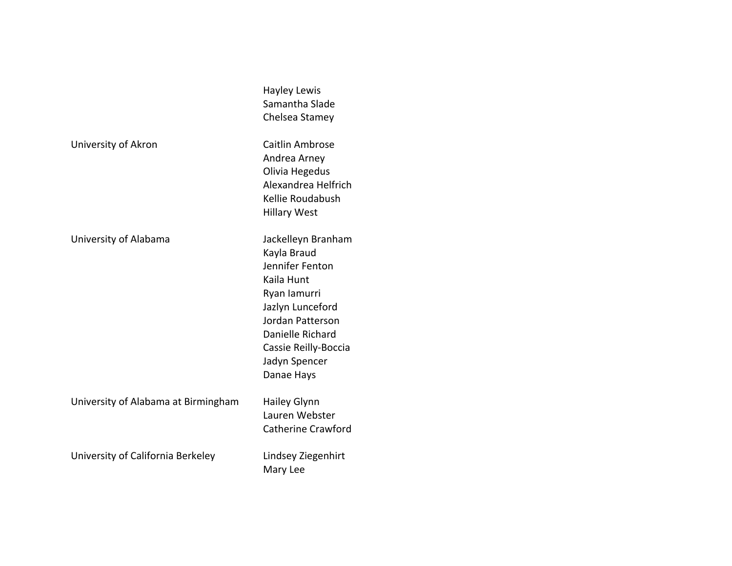| | |
|---|---|
| | Hayley Lewis |
| | Samantha Slade |
| | Chelsea Stamey |
| University of Akron | Caitlin Ambrose |
| | Andrea Arney |
| | Olivia Hegedus |
| | Alexandrea Helfrich |
| | Kellie Roudabush |
| | Hillary West |
| University of Alabama | Jackelleyn Branham |
| | Kayla Braud |
| | Jennifer Fenton |
| | Kaila Hunt |
| | Ryan Iamurri |
| | Jazlyn Lunceford |
| | Jordan Patterson |
| | Danielle Richard |
| | Cassie Reilly-Boccia |
| | Jadyn Spencer |
| | Danae Hays |
| University of Alabama at Birmingham | Hailey Glynn |
| | Lauren Webster |
| | Catherine Crawford |
| University of California Berkeley | Lindsey Ziegenhirt |
| | Mary Lee |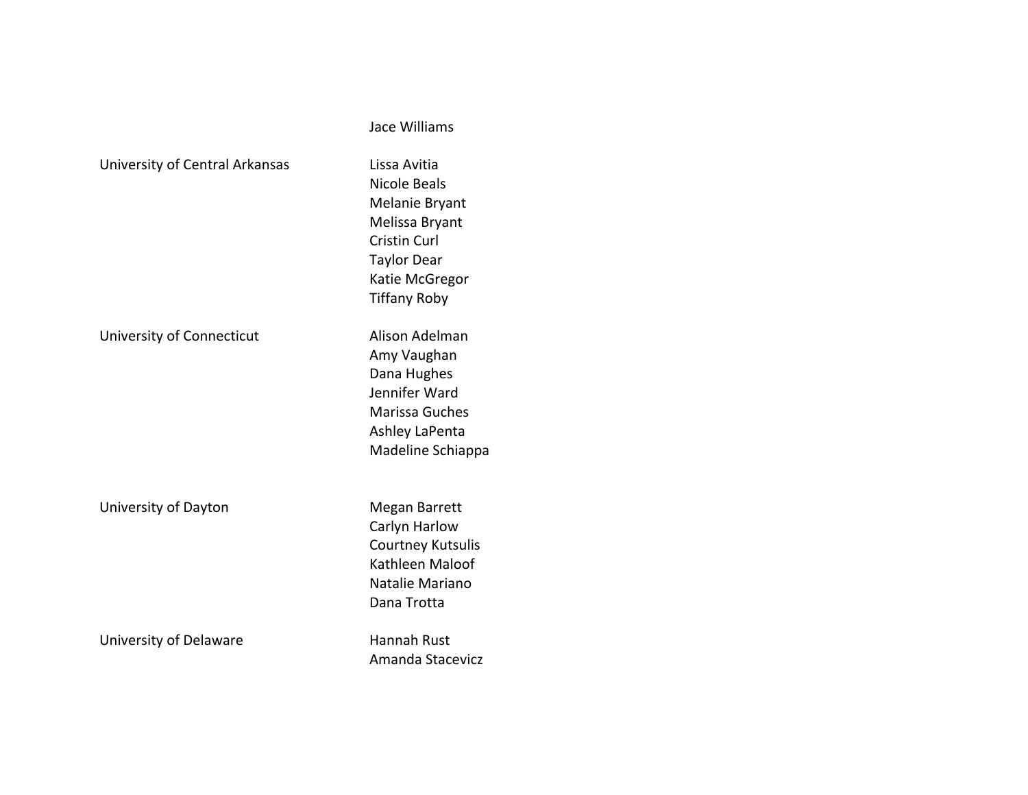| | |
|---|---|
| | Jace Williams |
| University of Central Arkansas | Lissa Avitia |
| | Nicole Beals |
| | Melanie Bryant |
| | Melissa Bryant |
| | Cristin Curl |
| | Taylor Dear |
| | Katie McGregor |
| | Tiffany Roby |
| University of Connecticut | Alison Adelman |
| | Amy Vaughan |
| | Dana Hughes |
| | Jennifer Ward |
| | Marissa Guches |
| | Ashley LaPenta |
| | Madeline Schiappa |
| University of Dayton | Megan Barrett |
| | Carlyn Harlow |
| | Courtney Kutsulis |
| | Kathleen Maloof |
| | Natalie Mariano |
| | Dana Trotta |
| University of Delaware | Hannah Rust |
| | Amanda Stacevicz |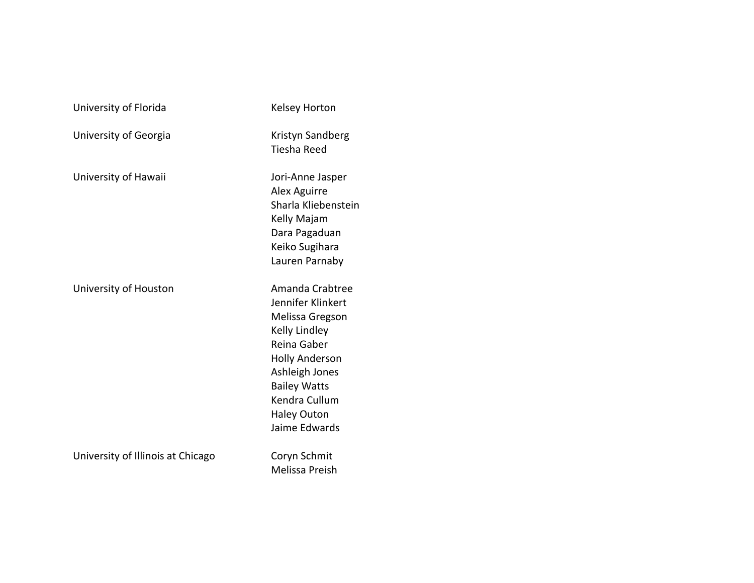| | |
|---|---|
| University of Florida | Kelsey Horton |
| University of Georgia | Kristyn Sandberg<br>Tiesha Reed |
| University of Hawaii | Jori-Anne Jasper<br>Alex Aguirre<br>Sharla Kliebenstein<br>Kelly Majam<br>Dara Pagaduan<br>Keiko Sugihara<br>Lauren Parnaby |
| University of Houston | Amanda Crabtree<br>Jennifer Klinkert<br>Melissa Gregson<br>Kelly Lindley<br>Reina Gaber<br>Holly Anderson<br>Ashleigh Jones<br>Bailey Watts<br>Kendra Cullum<br>Haley Outon<br>Jaime Edwards |
| University of Illinois at Chicago | Coryn Schmit<br>Melissa Preish |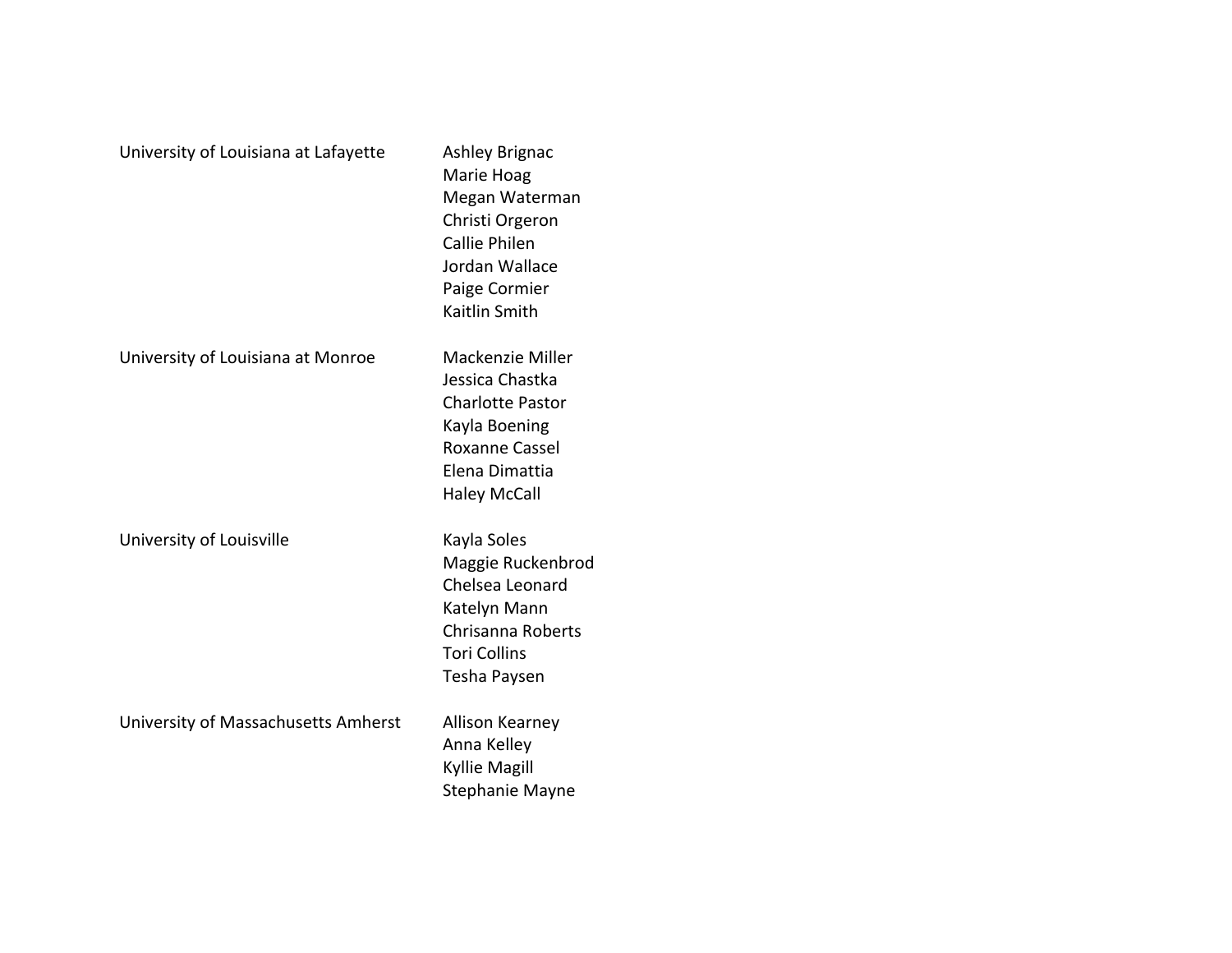| | |
|---|---|
| University of Louisiana at Lafayette | Ashley Brignac |
| | Marie Hoag |
| | Megan Waterman |
| | Christi Orgeron |
| | Callie Philen |
| | Jordan Wallace |
| | Paige Cormier |
| | Kaitlin Smith |
| University of Louisiana at Monroe | Mackenzie Miller |
| | Jessica Chastka |
| | Charlotte Pastor |
| | Kayla Boening |
| | Roxanne Cassel |
| | Elena Dimattia |
| | Haley McCall |
| University of Louisville | Kayla Soles |
| | Maggie Ruckenbrod |
| | Chelsea Leonard |
| | Katelyn Mann |
| | Chrisanna Roberts |
| | Tori Collins |
| | Tesha Paysen |
| University of Massachusetts Amherst | Allison Kearney |
| | Anna Kelley |
| | Kyllie Magill |
| | Stephanie Mayne |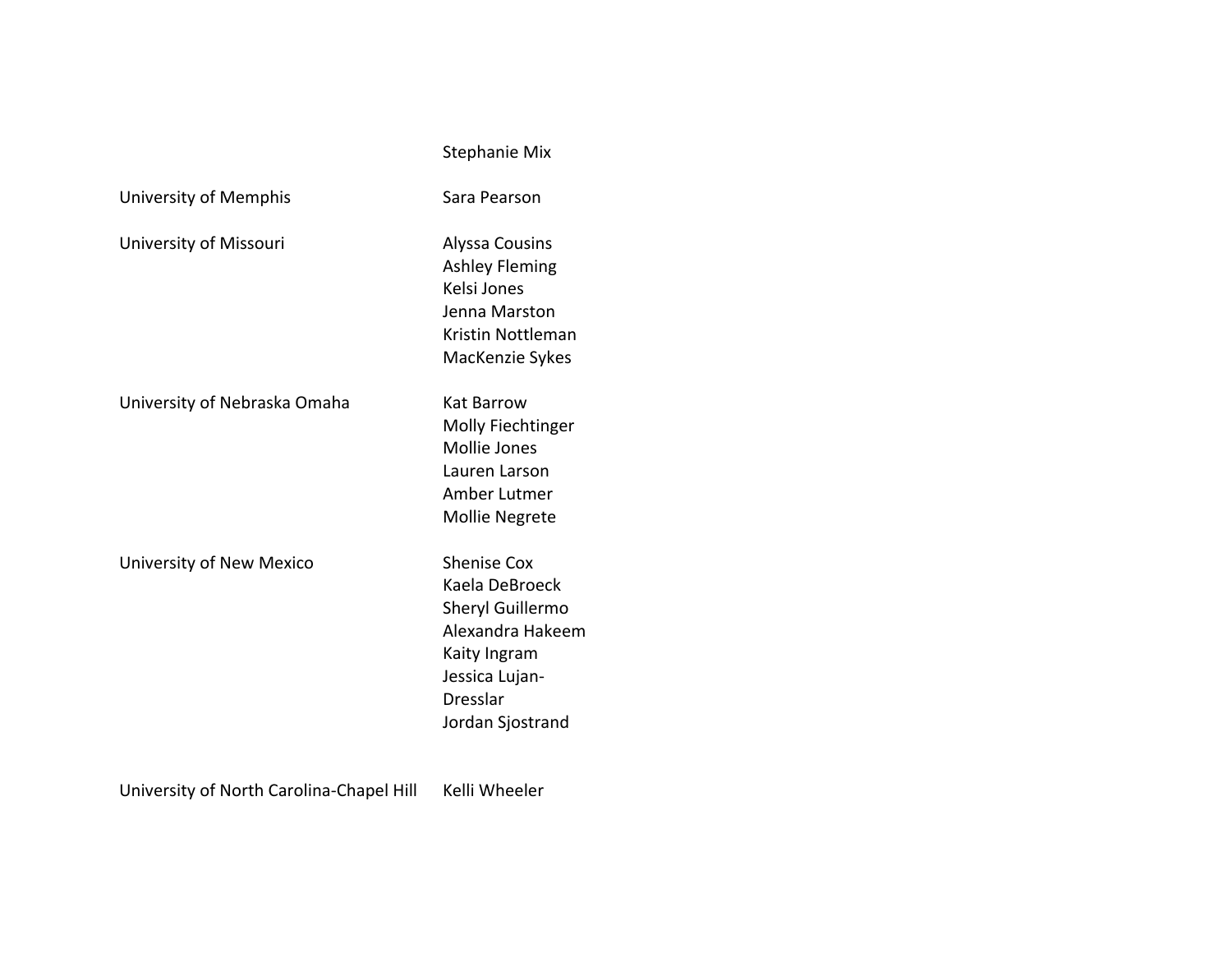| | |
|---|---|
| | Stephanie Mix |
| University of Memphis | Sara Pearson |
| University of Missouri | Alyssa Cousins<br>Ashley Fleming<br>Kelsi Jones<br>Jenna Marston<br>Kristin Nottleman<br>MacKenzie Sykes |
| University of Nebraska Omaha | Kat Barrow<br>Molly Fiechtinger<br>Mollie Jones<br>Lauren Larson<br>Amber Lutmer<br>Mollie Negrete |
| University of New Mexico | Shenise Cox<br>Kaela DeBroeck<br>Sheryl Guillermo<br>Alexandra Hakeem<br>Kaity Ingram<br>Jessica Lujan-Dresslar<br>Jordan Sjostrand |
| University of North Carolina-Chapel Hill | Kelli Wheeler |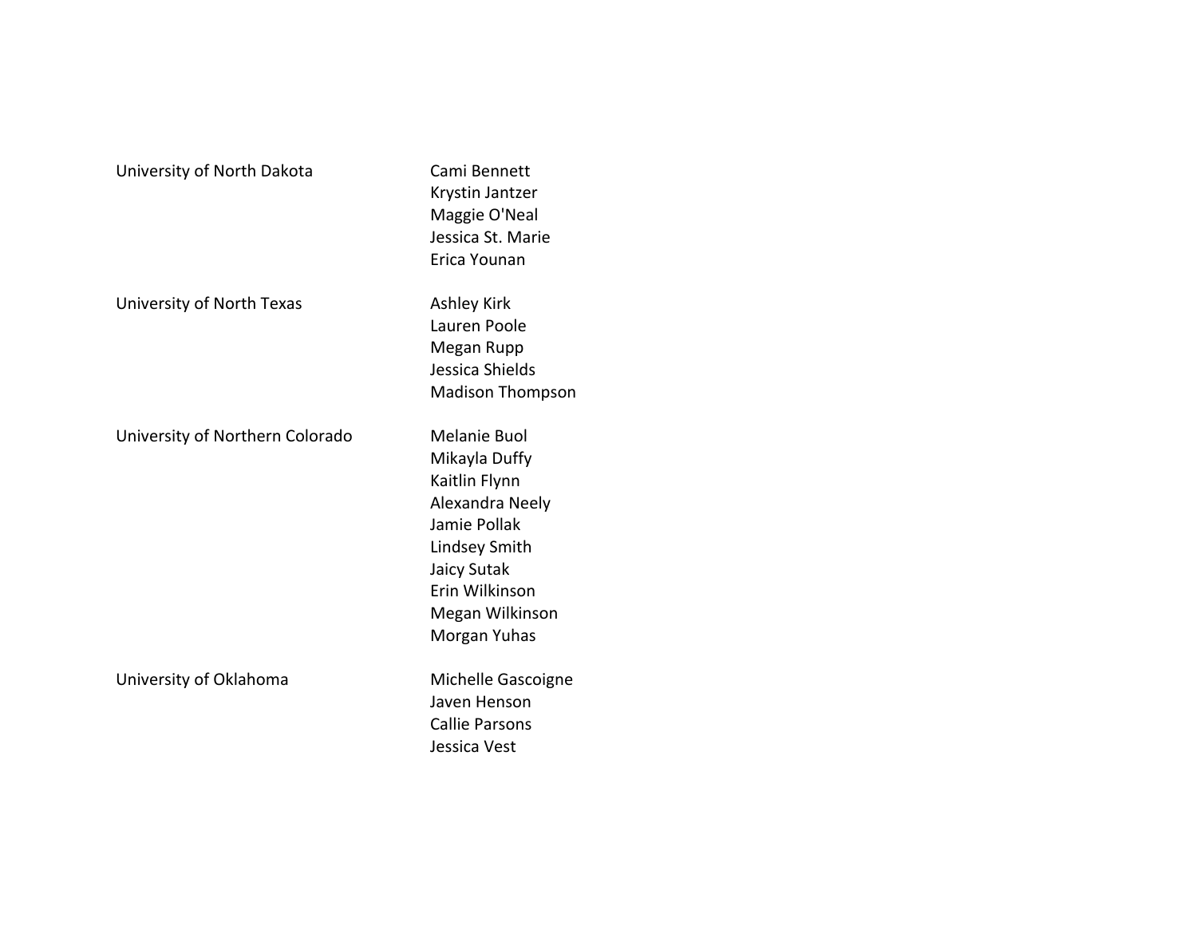| | |
|---|---|
| University of North Dakota | Cami Bennett |
| | Krystin Jantzer |
| | Maggie O'Neal |
| | Jessica St. Marie |
| | Erica Younan |
| University of North Texas | Ashley Kirk |
| | Lauren Poole |
| | Megan Rupp |
| | Jessica Shields |
| | Madison Thompson |
| University of Northern Colorado | Melanie Buol |
| | Mikayla Duffy |
| | Kaitlin Flynn |
| | Alexandra Neely |
| | Jamie Pollak |
| | Lindsey Smith |
| | Jaicy Sutak |
| | Erin Wilkinson |
| | Megan Wilkinson |
| | Morgan Yuhas |
| University of Oklahoma | Michelle Gascoigne |
| | Javen Henson |
| | Callie Parsons |
| | Jessica Vest |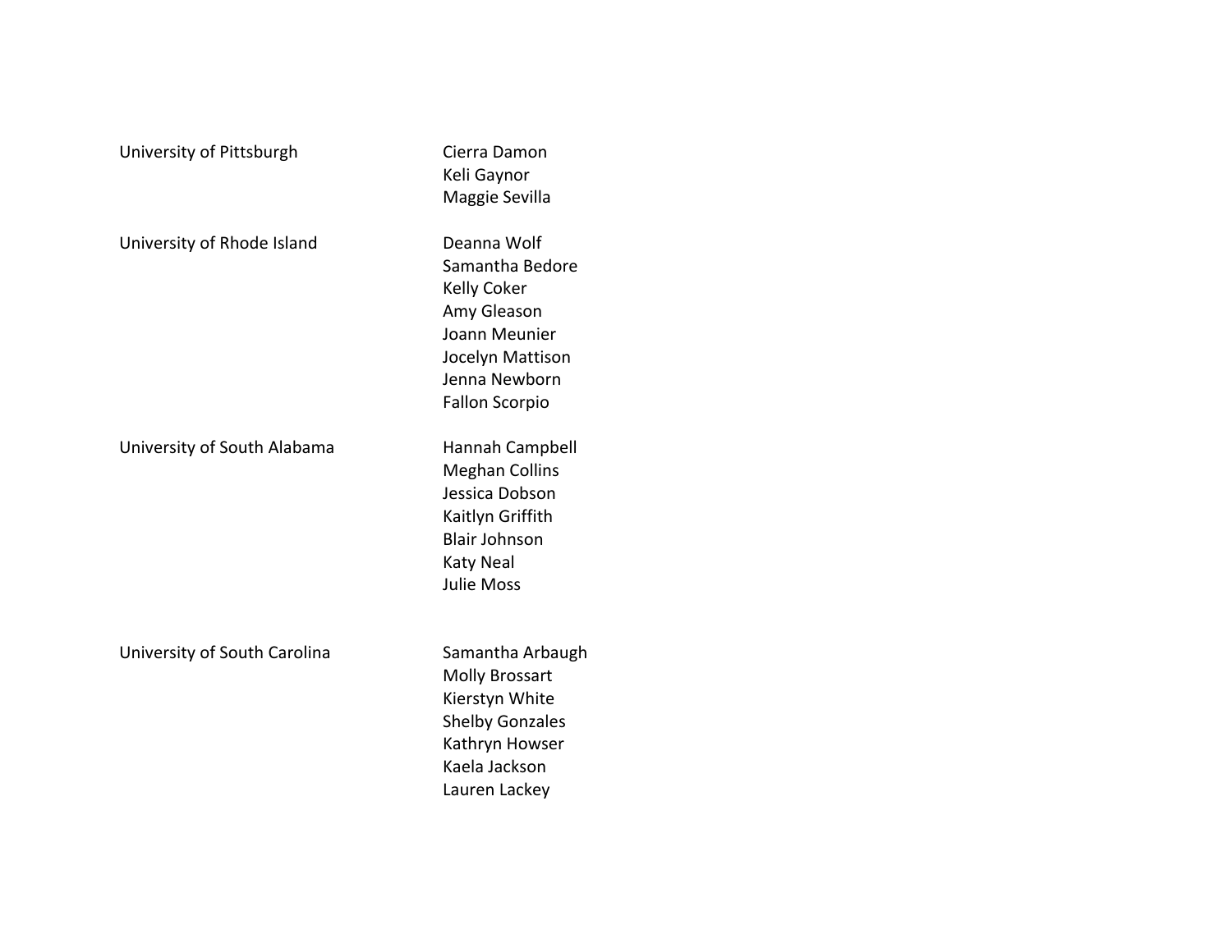| | |
|---|---|
| University of Pittsburgh | Cierra Damon |
| | Keli Gaynor |
| | Maggie Sevilla |
| University of Rhode Island | Deanna Wolf |
| | Samantha Bedore |
| | Kelly Coker |
| | Amy Gleason |
| | Joann Meunier |
| | Jocelyn Mattison |
| | Jenna Newborn |
| | Fallon Scorpio |
| University of South Alabama | Hannah Campbell |
| | Meghan Collins |
| | Jessica Dobson |
| | Kaitlyn Griffith |
| | Blair Johnson |
| | Katy Neal |
| | Julie Moss |
| University of South Carolina | Samantha Arbaugh |
| | Molly Brossart |
| | Kierstyn White |
| | Shelby Gonzales |
| | Kathryn Howser |
| | Kaela Jackson |
| | Lauren Lackey |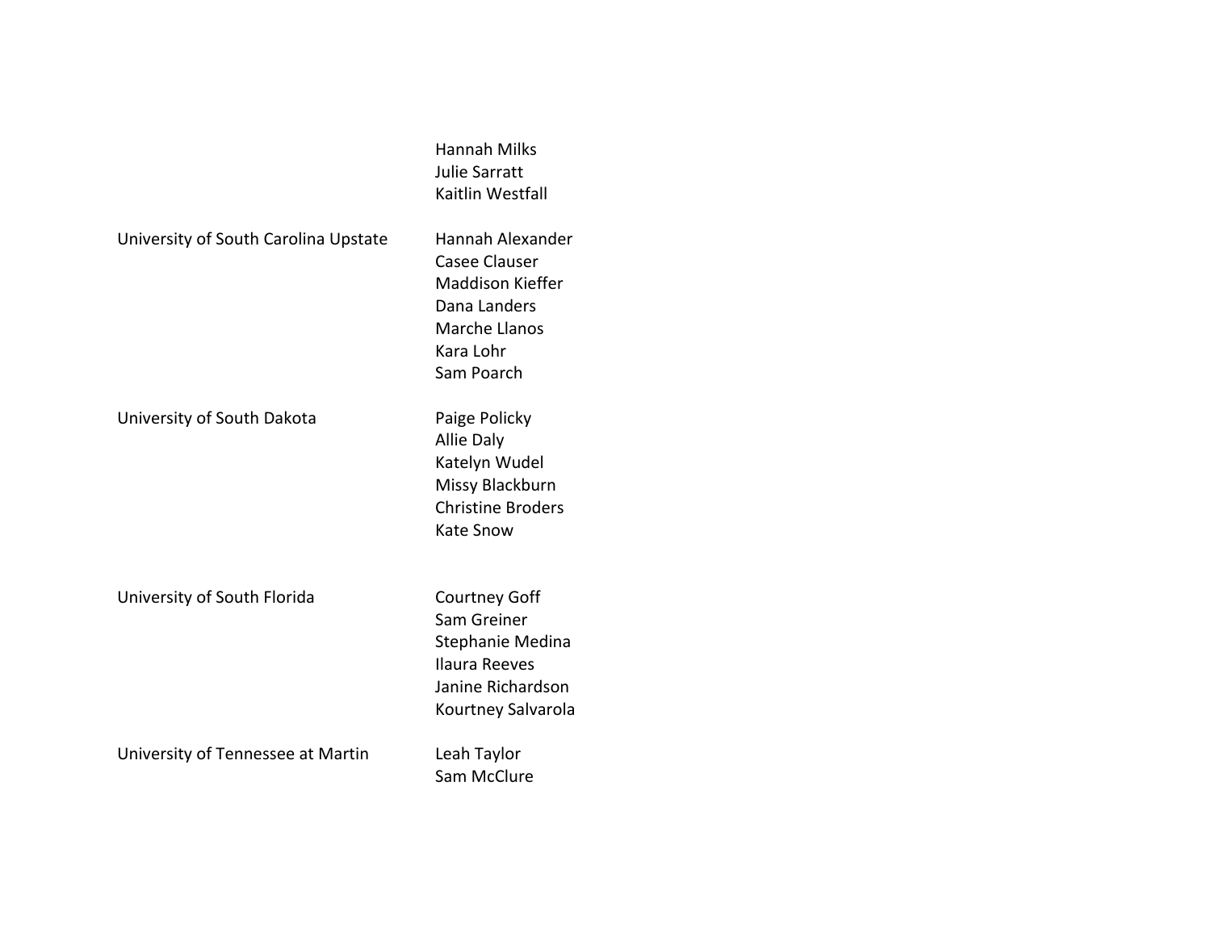| | |
|---|---|
| | Hannah Milks |
| | Julie Sarratt |
| | Kaitlin Westfall |
| University of South Carolina Upstate | Hannah Alexander |
| | Casee Clauser |
| | Maddison Kieffer |
| | Dana Landers |
| | Marche Llanos |
| | Kara Lohr |
| | Sam Poarch |
| University of South Dakota | Paige Policky |
| | Allie Daly |
| | Katelyn Wudel |
| | Missy Blackburn |
| | Christine Broders |
| | Kate Snow |
| University of South Florida | Courtney Goff |
| | Sam Greiner |
| | Stephanie Medina |
| | Ilaura Reeves |
| | Janine Richardson |
| | Kourtney Salvarola |
| University of Tennessee at Martin | Leah Taylor |
| | Sam McClure |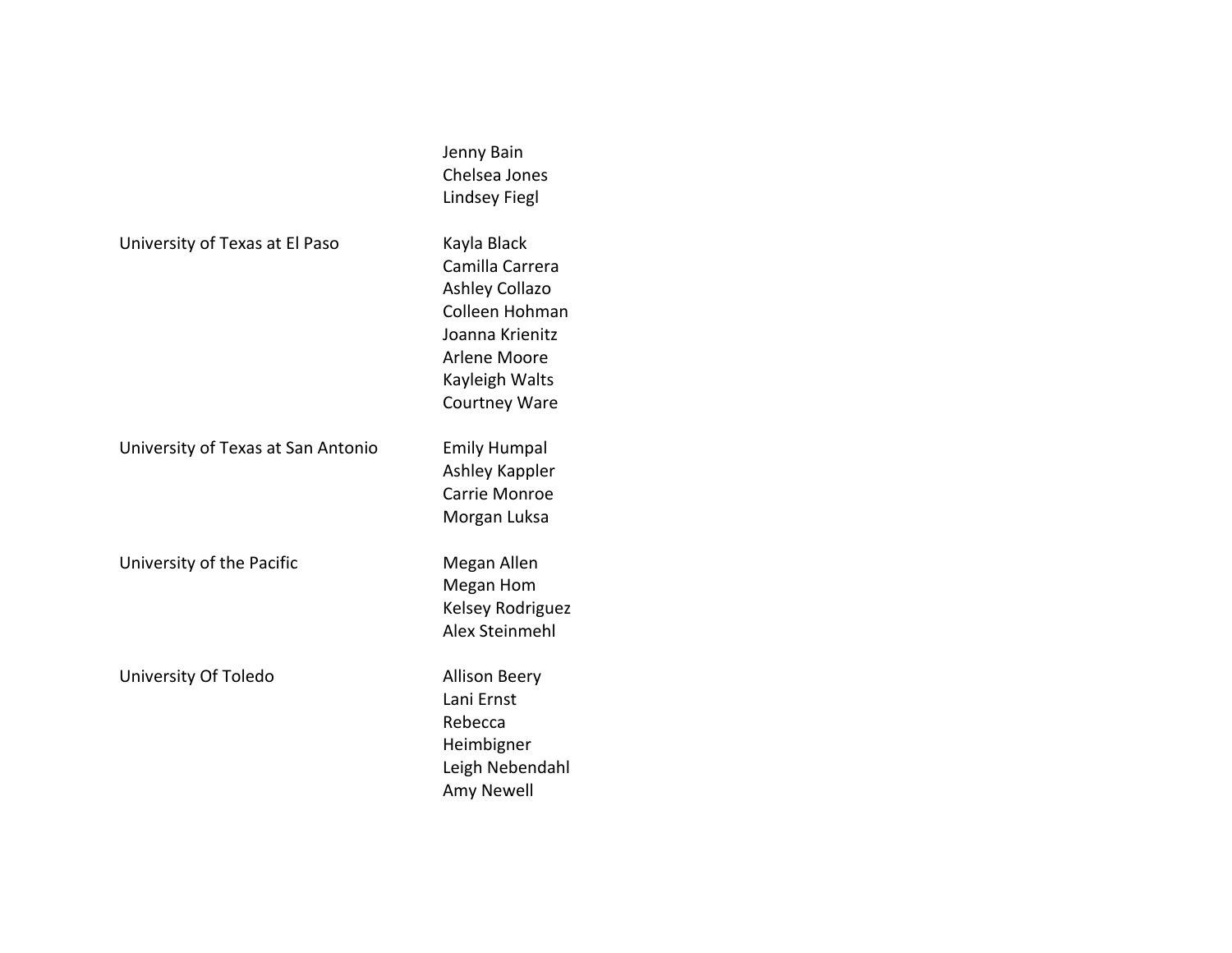| | |
|---|---|
| | Jenny Bain<br>Chelsea Jones<br>Lindsey Fiegl |
| University of Texas at El Paso | Kayla Black<br>Camilla Carrera<br>Ashley Collazo<br>Colleen Hohman<br>Joanna Krienitz<br>Arlene Moore<br>Kayleigh Walts<br>Courtney Ware |
| University of Texas at San Antonio | Emily Humpal<br>Ashley Kappler<br>Carrie Monroe<br>Morgan Luksa |
| University of the Pacific | Megan Allen<br>Megan Hom<br>Kelsey Rodriguez<br>Alex Steinmehl |
| University Of Toledo | Allison Beery<br>Lani Ernst<br>Rebecca<br>Heimbigner<br>Leigh Nebendahl<br>Amy Newell |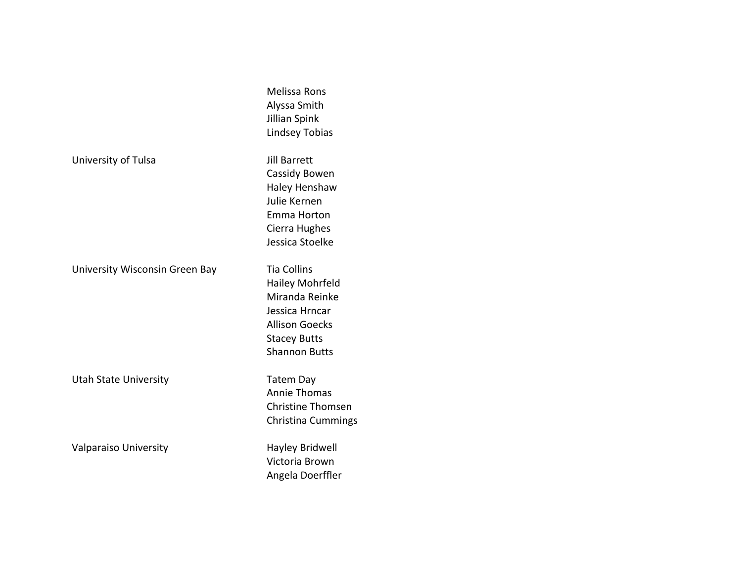| | |
|---|---|
| | Melissa Rons |
| | Alyssa Smith |
| | Jillian Spink |
| | Lindsey Tobias |
| University of Tulsa | Jill Barrett |
| | Cassidy Bowen |
| | Haley Henshaw |
| | Julie Kernen |
| | Emma Horton |
| | Cierra Hughes |
| | Jessica Stoelke |
| University Wisconsin Green Bay | Tia Collins |
| | Hailey Mohrfeld |
| | Miranda Reinke |
| | Jessica Hrncar |
| | Allison Goecks |
| | Stacey Butts |
| | Shannon Butts |
| Utah State University | Tatem Day |
| | Annie Thomas |
| | Christine Thomsen |
| | Christina Cummings |
| Valparaiso University | Hayley Bridwell |
| | Victoria Brown |
| | Angela Doerffler |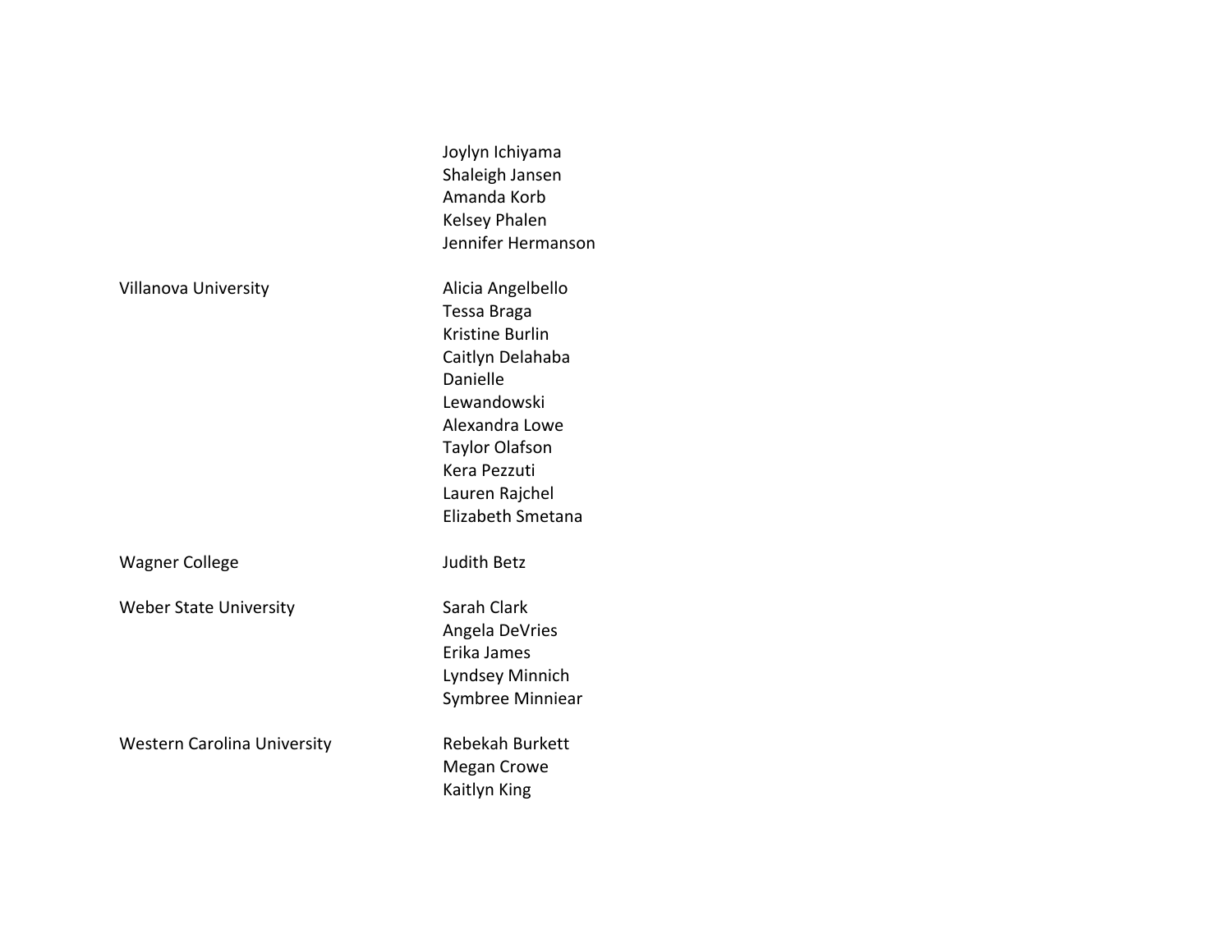| | |
|---|---|
| | Joylyn Ichiyama |
| | Shaleigh Jansen |
| | Amanda Korb |
| | Kelsey Phalen |
| | Jennifer Hermanson |
| Villanova University | Alicia Angelbello |
| | Tessa Braga |
| | Kristine Burlin |
| | Caitlyn Delahaba |
| | Danielle Lewandowski |
| | Alexandra Lowe |
| | Taylor Olafson |
| | Kera Pezzuti |
| | Lauren Rajchel |
| | Elizabeth Smetana |
| Wagner College | Judith Betz |
| Weber State University | Sarah Clark |
| | Angela DeVries |
| | Erika James |
| | Lyndsey Minnich |
| | Symbree Minniear |
| Western Carolina University | Rebekah Burkett |
| | Megan Crowe |
| | Kaitlyn King |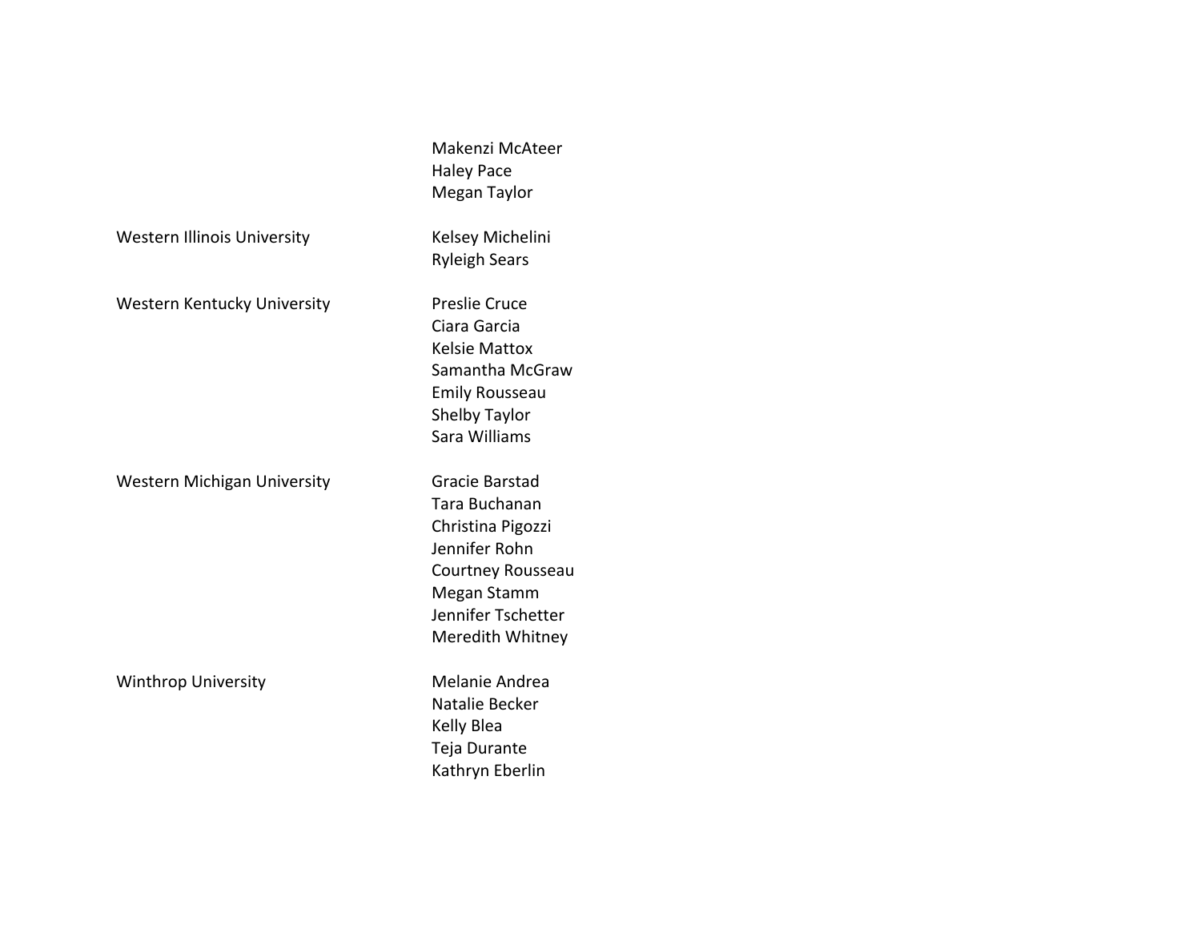| | |
|---|---|
| | Makenzi McAteer |
| | Haley Pace |
| | Megan Taylor |
| Western Illinois University | Kelsey Michelini |
| | Ryleigh Sears |
| Western Kentucky University | Preslie Cruce |
| | Ciara Garcia |
| | Kelsie Mattox |
| | Samantha McGraw |
| | Emily Rousseau |
| | Shelby Taylor |
| | Sara Williams |
| Western Michigan University | Gracie Barstad |
| | Tara Buchanan |
| | Christina Pigozzi |
| | Jennifer Rohn |
| | Courtney Rousseau |
| | Megan Stamm |
| | Jennifer Tschetter |
| | Meredith Whitney |
| Winthrop University | Melanie Andrea |
| | Natalie Becker |
| | Kelly Blea |
| | Teja Durante |
| | Kathryn Eberlin |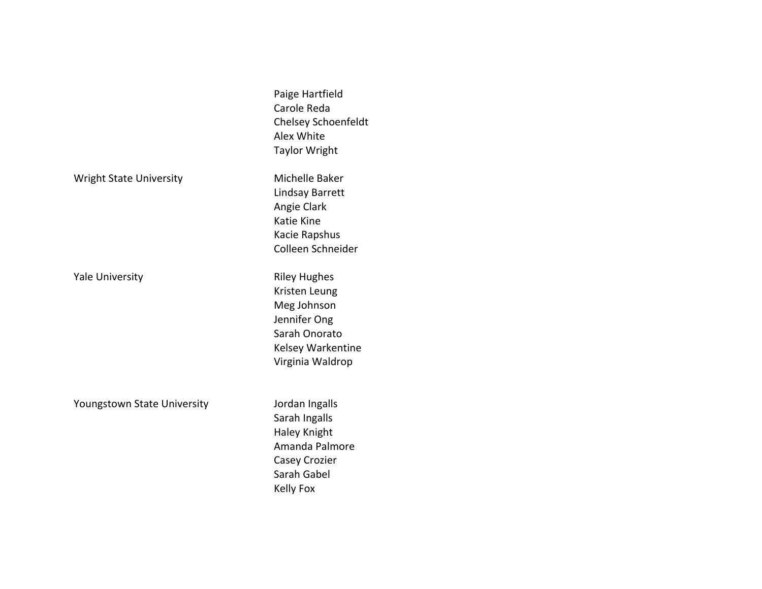| | |
|---|---|
| | Paige Hartfield |
| | Carole Reda |
| | Chelsey Schoenfeldt |
| | Alex White |
| | Taylor Wright |
| Wright State University | Michelle Baker |
| | Lindsay Barrett |
| | Angie Clark |
| | Katie Kine |
| | Kacie Rapshus |
| | Colleen Schneider |
| Yale University | Riley Hughes |
| | Kristen Leung |
| | Meg Johnson |
| | Jennifer Ong |
| | Sarah Onorato |
| | Kelsey Warkentine |
| | Virginia Waldrop |
| Youngstown State University | Jordan Ingalls |
| | Sarah Ingalls |
| | Haley Knight |
| | Amanda Palmore |
| | Casey Crozier |
| | Sarah Gabel |
| | Kelly Fox |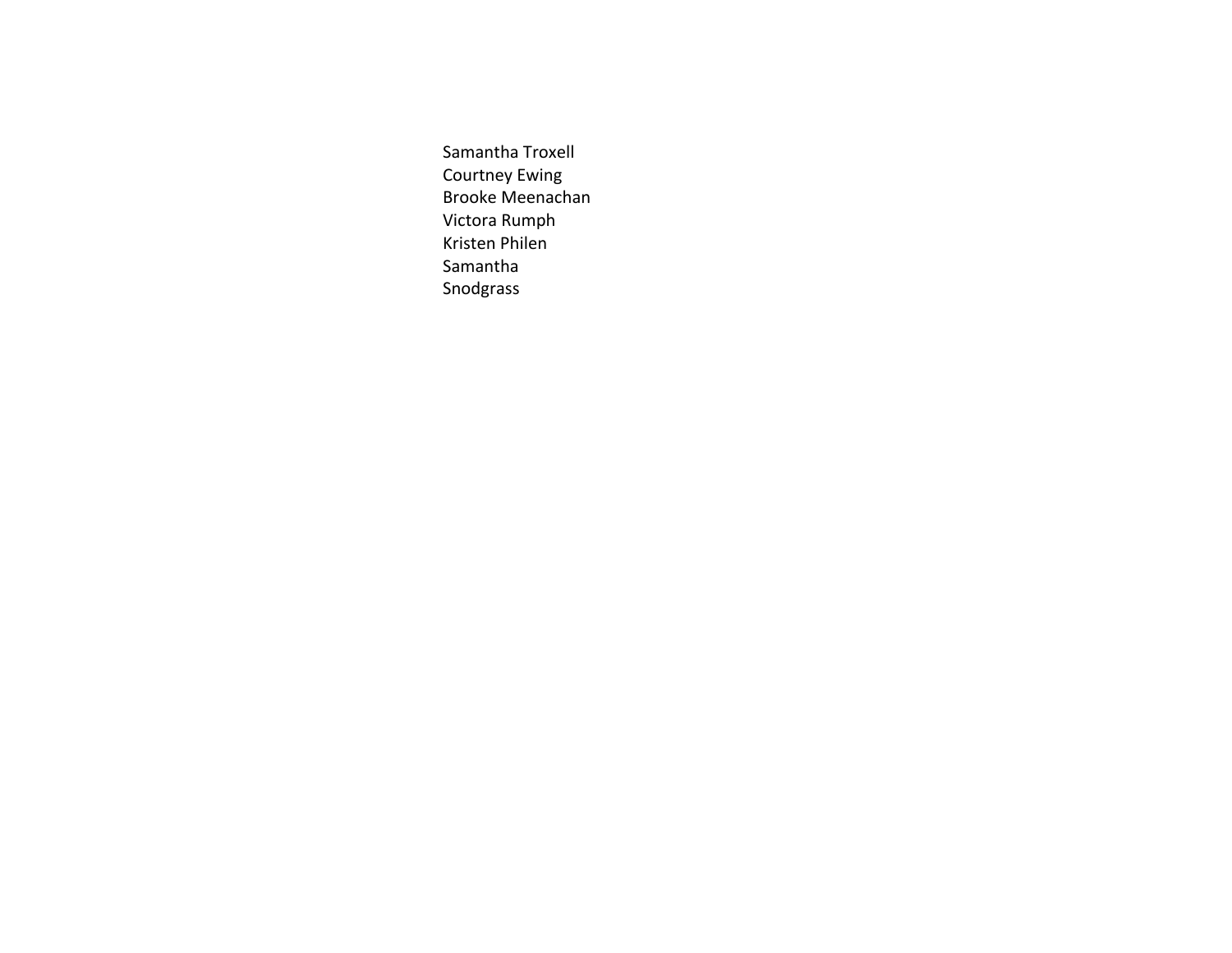Samantha Troxell
Courtney Ewing
Brooke Meenachan
Victora Rumph
Kristen Philen
Samantha
Snodgrass